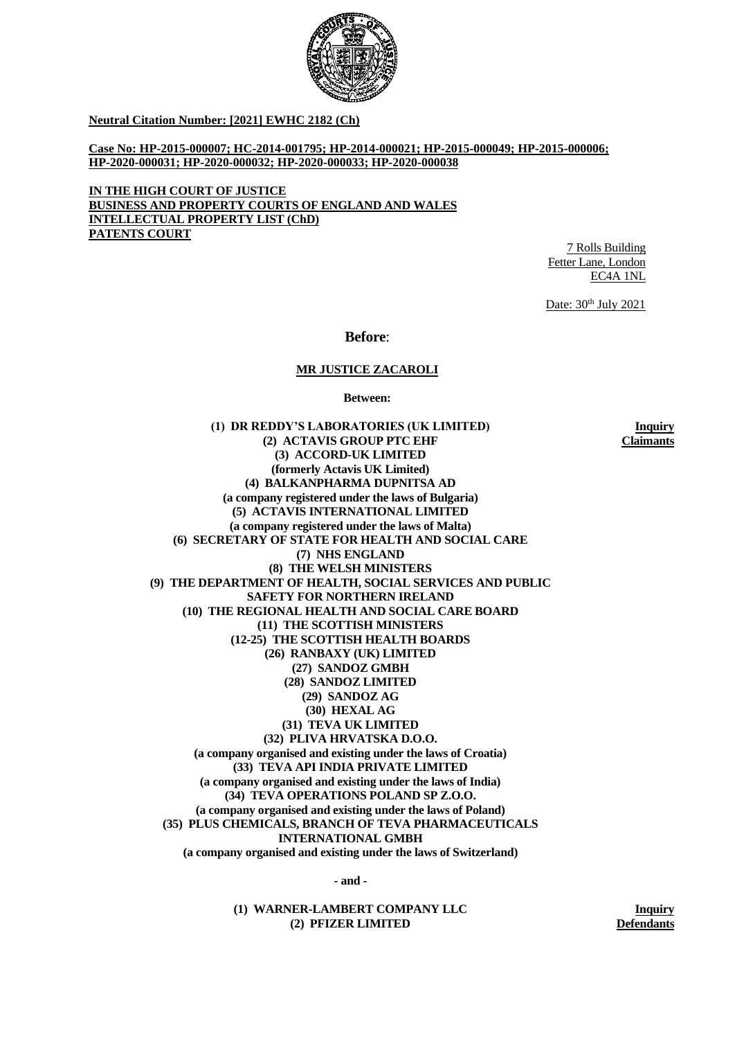**Neutral Citation Number: [2021] EWHC 2182 (Ch)**

**Case No: HP-2015-000007; HC-2014-001795; HP-2014-000021; HP-2015-000049; HP-2015-000006; HP-2020-000031; HP-2020-000032; HP-2020-000033; HP-2020-000038**

**IN THE HIGH COURT OF JUSTICE**
**BUSINESS AND PROPERTY COURTS OF ENGLAND AND WALES**
**INTELLECTUAL PROPERTY LIST (ChD)**
**PATENTS COURT**

7 Rolls Building
Fetter Lane, London
EC4A 1NL

Date: 30th July 2021

**Before**:

**MR JUSTICE ZACAROLI**

**Between:**

**(1) DR REDDY'S LABORATORIES (UK LIMITED)**
**(2) ACTAVIS GROUP PTC EHF**
**(3) ACCORD-UK LIMITED**
**(formerly Actavis UK Limited)**
**(4) BALKANPHARMA DUPNITSA AD**
**(a company registered under the laws of Bulgaria)**
**(5) ACTAVIS INTERNATIONAL LIMITED**
**(a company registered under the laws of Malta)**
**(6) SECRETARY OF STATE FOR HEALTH AND SOCIAL CARE**
**(7) NHS ENGLAND**
**(8) THE WELSH MINISTERS**
**(9) THE DEPARTMENT OF HEALTH, SOCIAL SERVICES AND PUBLIC SAFETY FOR NORTHERN IRELAND**
**(10) THE REGIONAL HEALTH AND SOCIAL CARE BOARD**
**(11) THE SCOTTISH MINISTERS**
**(12-25) THE SCOTTISH HEALTH BOARDS**
**(26) RANBAXY (UK) LIMITED**
**(27) SANDOZ GMBH**
**(28) SANDOZ LIMITED**
**(29) SANDOZ AG**
**(30) HEXAL AG**
**(31) TEVA UK LIMITED**
**(32) PLIVA HRVATSKA D.O.O.**
**(a company organised and existing under the laws of Croatia)**
**(33) TEVA API INDIA PRIVATE LIMITED**
**(a company organised and existing under the laws of India)**
**(34) TEVA OPERATIONS POLAND SP Z.O.O.**
**(a company organised and existing under the laws of Poland)**
**(35) PLUS CHEMICALS, BRANCH OF TEVA PHARMACEUTICALS INTERNATIONAL GMBH**
**(a company organised and existing under the laws of Switzerland)**

**Inquiry Claimants**

**- and -**

**(1) WARNER-LAMBERT COMPANY LLC**
**(2) PFIZER LIMITED**

**Inquiry Defendants**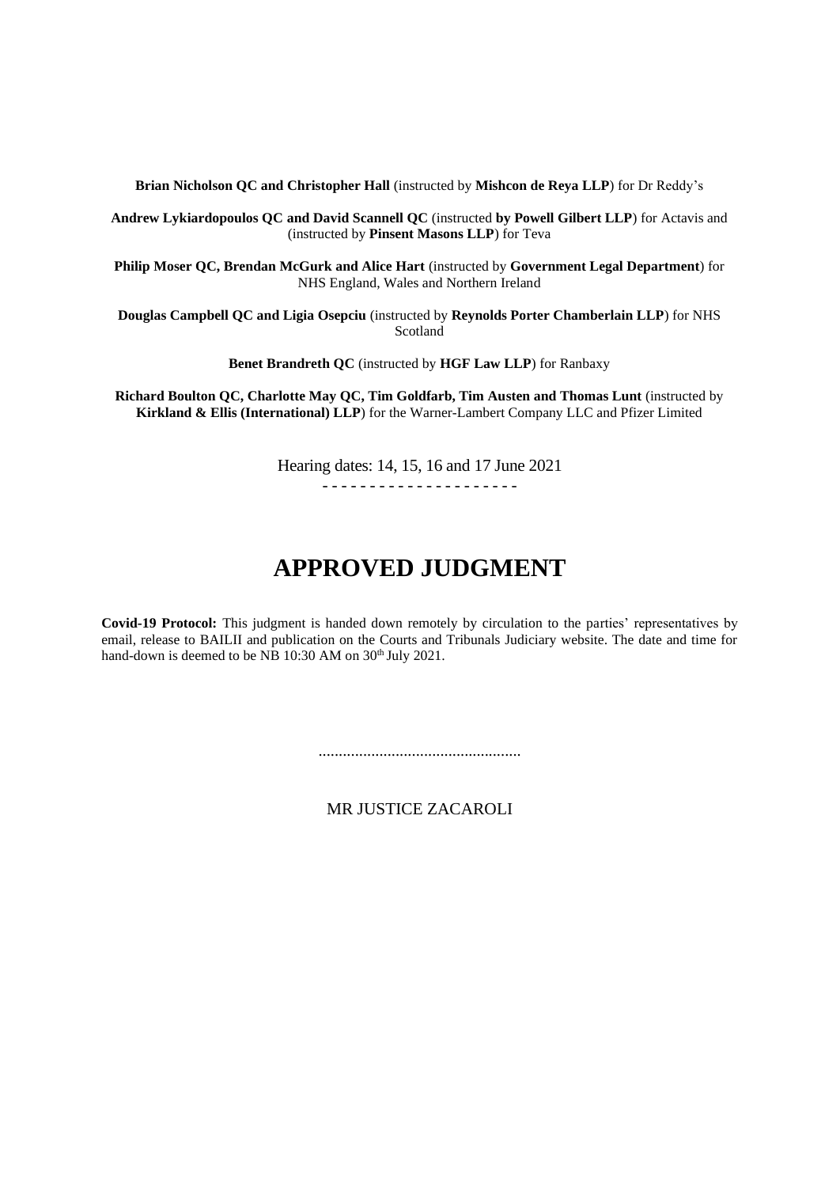**Brian Nicholson QC and Christopher Hall** (instructed by **Mishcon de Reya LLP**) for Dr Reddy's

**Andrew Lykiardopoulos QC and David Scannell QC** (instructed **by Powell Gilbert LLP**) for Actavis and (instructed by **Pinsent Masons LLP**) for Teva

**Philip Moser QC, Brendan McGurk and Alice Hart** (instructed by **Government Legal Department**) for NHS England, Wales and Northern Ireland

**Douglas Campbell QC and Ligia Osepciu** (instructed by **Reynolds Porter Chamberlain LLP**) for NHS Scotland

**Benet Brandreth QC** (instructed by **HGF Law LLP**) for Ranbaxy

**Richard Boulton QC, Charlotte May QC, Tim Goldfarb, Tim Austen and Thomas Lunt** (instructed by **Kirkland & Ellis (International) LLP**) for the Warner-Lambert Company LLC and Pfizer Limited

Hearing dates: 14, 15, 16 and 17 June 2021

- - - - - - - - - - - - - - - - - - - - -

# APPROVED JUDGMENT

**Covid-19 Protocol:** This judgment is handed down remotely by circulation to the parties' representatives by email, release to BAILII and publication on the Courts and Tribunals Judiciary website. The date and time for hand-down is deemed to be NB 10:30 AM on 30th July 2021.

.................................................

MR JUSTICE ZACAROLI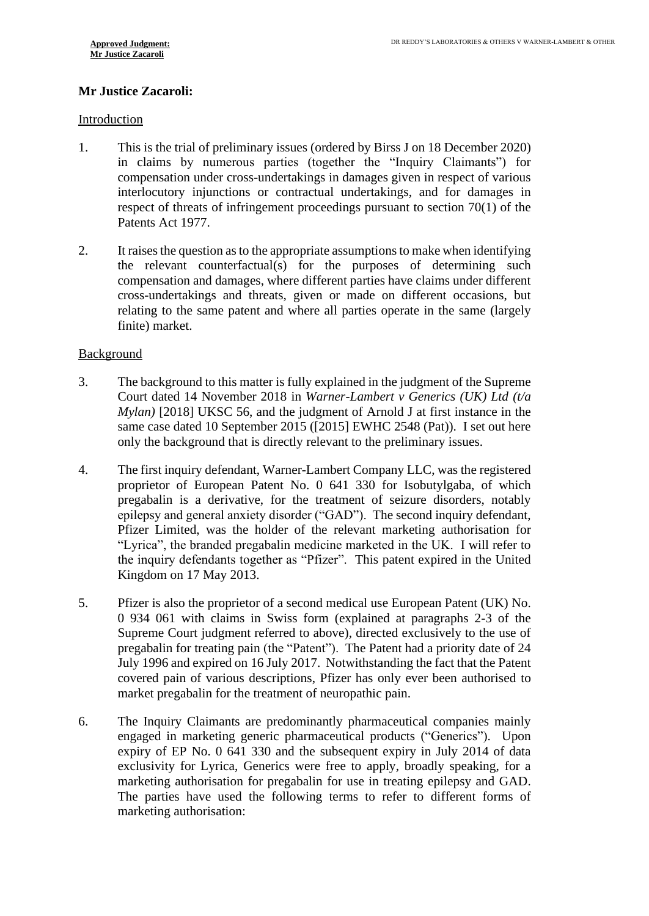**Mr Justice Zacaroli:**

Introduction

1. This is the trial of preliminary issues (ordered by Birss J on 18 December 2020) in claims by numerous parties (together the "Inquiry Claimants") for compensation under cross-undertakings in damages given in respect of various interlocutory injunctions or contractual undertakings, and for damages in respect of threats of infringement proceedings pursuant to section 70(1) of the Patents Act 1977.

2. It raises the question as to the appropriate assumptions to make when identifying the relevant counterfactual(s) for the purposes of determining such compensation and damages, where different parties have claims under different cross-undertakings and threats, given or made on different occasions, but relating to the same patent and where all parties operate in the same (largely finite) market.

Background

3. The background to this matter is fully explained in the judgment of the Supreme Court dated 14 November 2018 in *Warner-Lambert v Generics (UK) Ltd (t/a Mylan)* [2018] UKSC 56, and the judgment of Arnold J at first instance in the same case dated 10 September 2015 ([2015] EWHC 2548 (Pat)). I set out here only the background that is directly relevant to the preliminary issues.

4. The first inquiry defendant, Warner-Lambert Company LLC, was the registered proprietor of European Patent No. 0 641 330 for Isobutylgaba, of which pregabalin is a derivative, for the treatment of seizure disorders, notably epilepsy and general anxiety disorder ("GAD"). The second inquiry defendant, Pfizer Limited, was the holder of the relevant marketing authorisation for "Lyrica", the branded pregabalin medicine marketed in the UK. I will refer to the inquiry defendants together as "Pfizer". This patent expired in the United Kingdom on 17 May 2013.

5. Pfizer is also the proprietor of a second medical use European Patent (UK) No. 0 934 061 with claims in Swiss form (explained at paragraphs 2-3 of the Supreme Court judgment referred to above), directed exclusively to the use of pregabalin for treating pain (the "Patent"). The Patent had a priority date of 24 July 1996 and expired on 16 July 2017. Notwithstanding the fact that the Patent covered pain of various descriptions, Pfizer has only ever been authorised to market pregabalin for the treatment of neuropathic pain.

6. The Inquiry Claimants are predominantly pharmaceutical companies mainly engaged in marketing generic pharmaceutical products ("Generics"). Upon expiry of EP No. 0 641 330 and the subsequent expiry in July 2014 of data exclusivity for Lyrica, Generics were free to apply, broadly speaking, for a marketing authorisation for pregabalin for use in treating epilepsy and GAD. The parties have used the following terms to refer to different forms of marketing authorisation: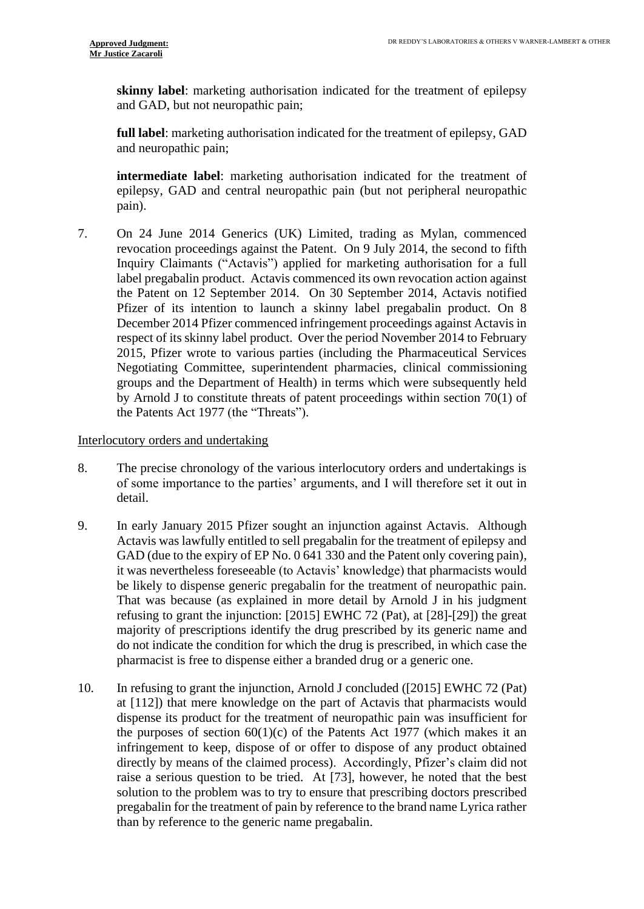**skinny label**: marketing authorisation indicated for the treatment of epilepsy and GAD, but not neuropathic pain;

**full label**: marketing authorisation indicated for the treatment of epilepsy, GAD and neuropathic pain;

**intermediate label**: marketing authorisation indicated for the treatment of epilepsy, GAD and central neuropathic pain (but not peripheral neuropathic pain).

7. On 24 June 2014 Generics (UK) Limited, trading as Mylan, commenced revocation proceedings against the Patent. On 9 July 2014, the second to fifth Inquiry Claimants ("Actavis") applied for marketing authorisation for a full label pregabalin product. Actavis commenced its own revocation action against the Patent on 12 September 2014. On 30 September 2014, Actavis notified Pfizer of its intention to launch a skinny label pregabalin product. On 8 December 2014 Pfizer commenced infringement proceedings against Actavis in respect of its skinny label product. Over the period November 2014 to February 2015, Pfizer wrote to various parties (including the Pharmaceutical Services Negotiating Committee, superintendent pharmacies, clinical commissioning groups and the Department of Health) in terms which were subsequently held by Arnold J to constitute threats of patent proceedings within section 70(1) of the Patents Act 1977 (the "Threats").

Interlocutory orders and undertaking

8. The precise chronology of the various interlocutory orders and undertakings is of some importance to the parties' arguments, and I will therefore set it out in detail.

9. In early January 2015 Pfizer sought an injunction against Actavis. Although Actavis was lawfully entitled to sell pregabalin for the treatment of epilepsy and GAD (due to the expiry of EP No. 0 641 330 and the Patent only covering pain), it was nevertheless foreseeable (to Actavis' knowledge) that pharmacists would be likely to dispense generic pregabalin for the treatment of neuropathic pain. That was because (as explained in more detail by Arnold J in his judgment refusing to grant the injunction: [2015] EWHC 72 (Pat), at [28]-[29]) the great majority of prescriptions identify the drug prescribed by its generic name and do not indicate the condition for which the drug is prescribed, in which case the pharmacist is free to dispense either a branded drug or a generic one.

10. In refusing to grant the injunction, Arnold J concluded ([2015] EWHC 72 (Pat) at [112]) that mere knowledge on the part of Actavis that pharmacists would dispense its product for the treatment of neuropathic pain was insufficient for the purposes of section 60(1)(c) of the Patents Act 1977 (which makes it an infringement to keep, dispose of or offer to dispose of any product obtained directly by means of the claimed process). Accordingly, Pfizer's claim did not raise a serious question to be tried. At [73], however, he noted that the best solution to the problem was to try to ensure that prescribing doctors prescribed pregabalin for the treatment of pain by reference to the brand name Lyrica rather than by reference to the generic name pregabalin.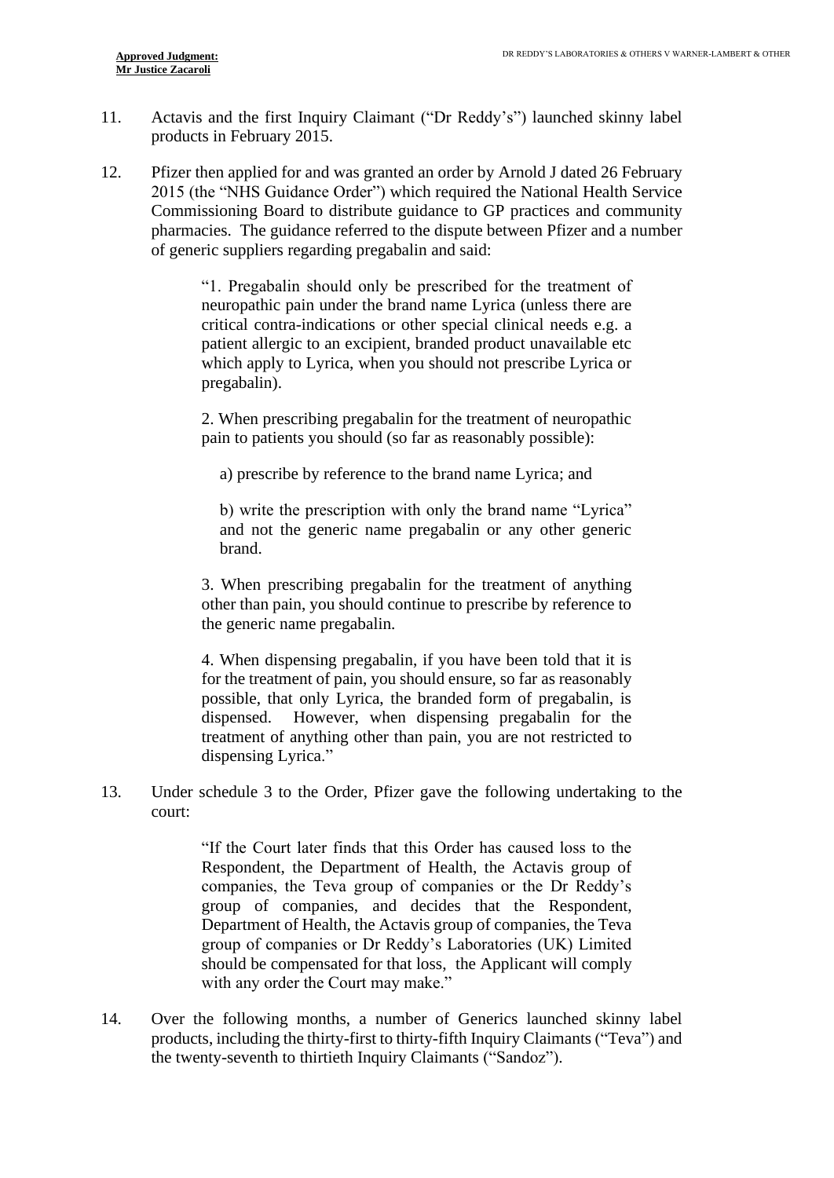11. Actavis and the first Inquiry Claimant ("Dr Reddy's") launched skinny label products in February 2015.

12. Pfizer then applied for and was granted an order by Arnold J dated 26 February 2015 (the "NHS Guidance Order") which required the National Health Service Commissioning Board to distribute guidance to GP practices and community pharmacies. The guidance referred to the dispute between Pfizer and a number of generic suppliers regarding pregabalin and said:

> "1. Pregabalin should only be prescribed for the treatment of neuropathic pain under the brand name Lyrica (unless there are critical contra-indications or other special clinical needs e.g. a patient allergic to an excipient, branded product unavailable etc which apply to Lyrica, when you should not prescribe Lyrica or pregabalin).
>
> 2. When prescribing pregabalin for the treatment of neuropathic pain to patients you should (so far as reasonably possible):
>
> a) prescribe by reference to the brand name Lyrica; and
>
> b) write the prescription with only the brand name "Lyrica" and not the generic name pregabalin or any other generic brand.
>
> 3. When prescribing pregabalin for the treatment of anything other than pain, you should continue to prescribe by reference to the generic name pregabalin.
>
> 4. When dispensing pregabalin, if you have been told that it is for the treatment of pain, you should ensure, so far as reasonably possible, that only Lyrica, the branded form of pregabalin, is dispensed. However, when dispensing pregabalin for the treatment of anything other than pain, you are not restricted to dispensing Lyrica."

13. Under schedule 3 to the Order, Pfizer gave the following undertaking to the court:

> "If the Court later finds that this Order has caused loss to the Respondent, the Department of Health, the Actavis group of companies, the Teva group of companies or the Dr Reddy's group of companies, and decides that the Respondent, Department of Health, the Actavis group of companies, the Teva group of companies or Dr Reddy's Laboratories (UK) Limited should be compensated for that loss, the Applicant will comply with any order the Court may make."

14. Over the following months, a number of Generics launched skinny label products, including the thirty-first to thirty-fifth Inquiry Claimants ("Teva") and the twenty-seventh to thirtieth Inquiry Claimants ("Sandoz").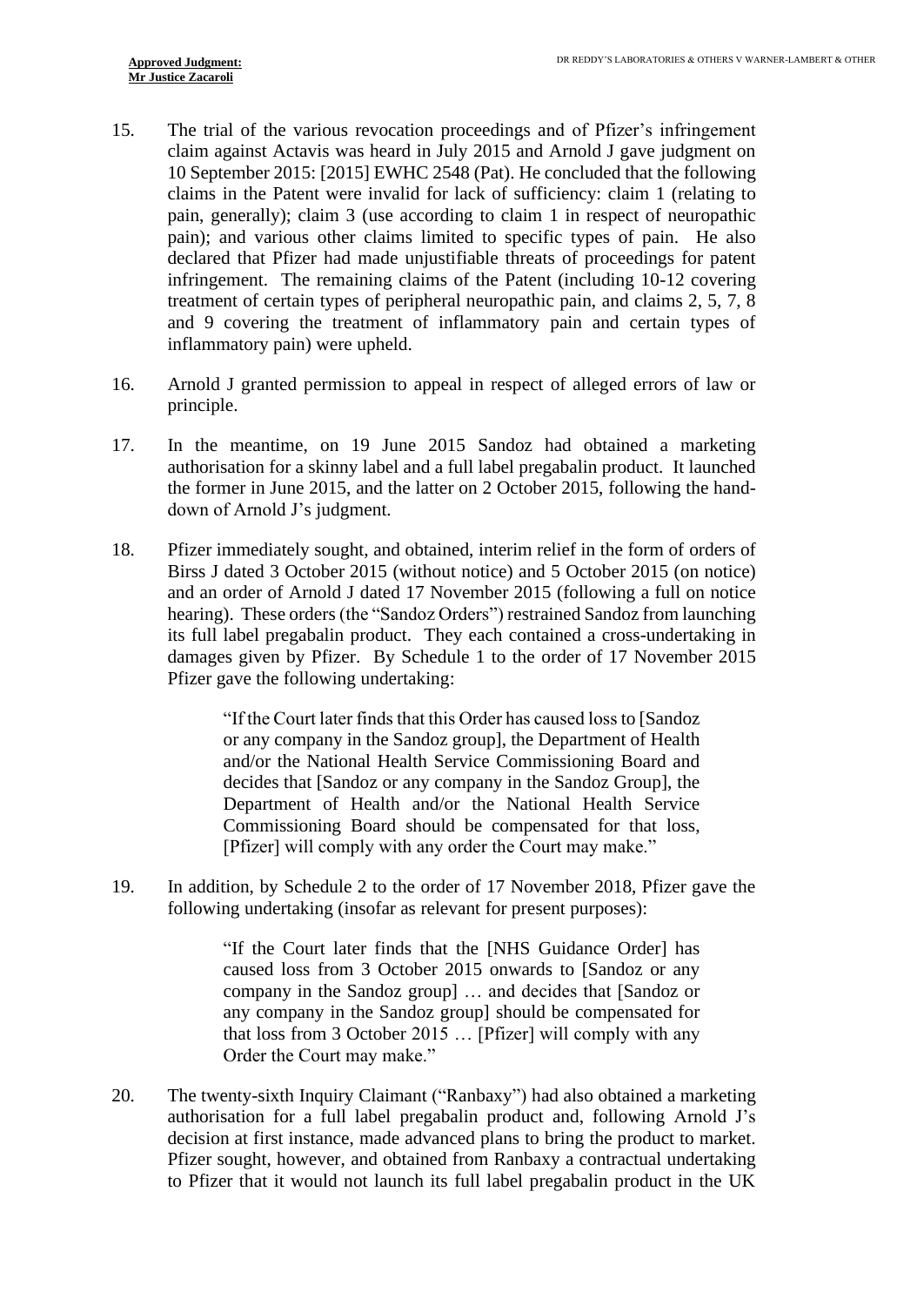15. The trial of the various revocation proceedings and of Pfizer's infringement claim against Actavis was heard in July 2015 and Arnold J gave judgment on 10 September 2015: [2015] EWHC 2548 (Pat). He concluded that the following claims in the Patent were invalid for lack of sufficiency: claim 1 (relating to pain, generally); claim 3 (use according to claim 1 in respect of neuropathic pain); and various other claims limited to specific types of pain. He also declared that Pfizer had made unjustifiable threats of proceedings for patent infringement. The remaining claims of the Patent (including 10-12 covering treatment of certain types of peripheral neuropathic pain, and claims 2, 5, 7, 8 and 9 covering the treatment of inflammatory pain and certain types of inflammatory pain) were upheld.

16. Arnold J granted permission to appeal in respect of alleged errors of law or principle.

17. In the meantime, on 19 June 2015 Sandoz had obtained a marketing authorisation for a skinny label and a full label pregabalin product. It launched the former in June 2015, and the latter on 2 October 2015, following the hand-down of Arnold J's judgment.

18. Pfizer immediately sought, and obtained, interim relief in the form of orders of Birss J dated 3 October 2015 (without notice) and 5 October 2015 (on notice) and an order of Arnold J dated 17 November 2015 (following a full on notice hearing). These orders (the "Sandoz Orders") restrained Sandoz from launching its full label pregabalin product. They each contained a cross-undertaking in damages given by Pfizer. By Schedule 1 to the order of 17 November 2015 Pfizer gave the following undertaking:

> "If the Court later finds that this Order has caused loss to [Sandoz or any company in the Sandoz group], the Department of Health and/or the National Health Service Commissioning Board and decides that [Sandoz or any company in the Sandoz Group], the Department of Health and/or the National Health Service Commissioning Board should be compensated for that loss, [Pfizer] will comply with any order the Court may make."

19. In addition, by Schedule 2 to the order of 17 November 2018, Pfizer gave the following undertaking (insofar as relevant for present purposes):

> "If the Court later finds that the [NHS Guidance Order] has caused loss from 3 October 2015 onwards to [Sandoz or any company in the Sandoz group] … and decides that [Sandoz or any company in the Sandoz group] should be compensated for that loss from 3 October 2015 … [Pfizer] will comply with any Order the Court may make."

20. The twenty-sixth Inquiry Claimant ("Ranbaxy") had also obtained a marketing authorisation for a full label pregabalin product and, following Arnold J's decision at first instance, made advanced plans to bring the product to market. Pfizer sought, however, and obtained from Ranbaxy a contractual undertaking to Pfizer that it would not launch its full label pregabalin product in the UK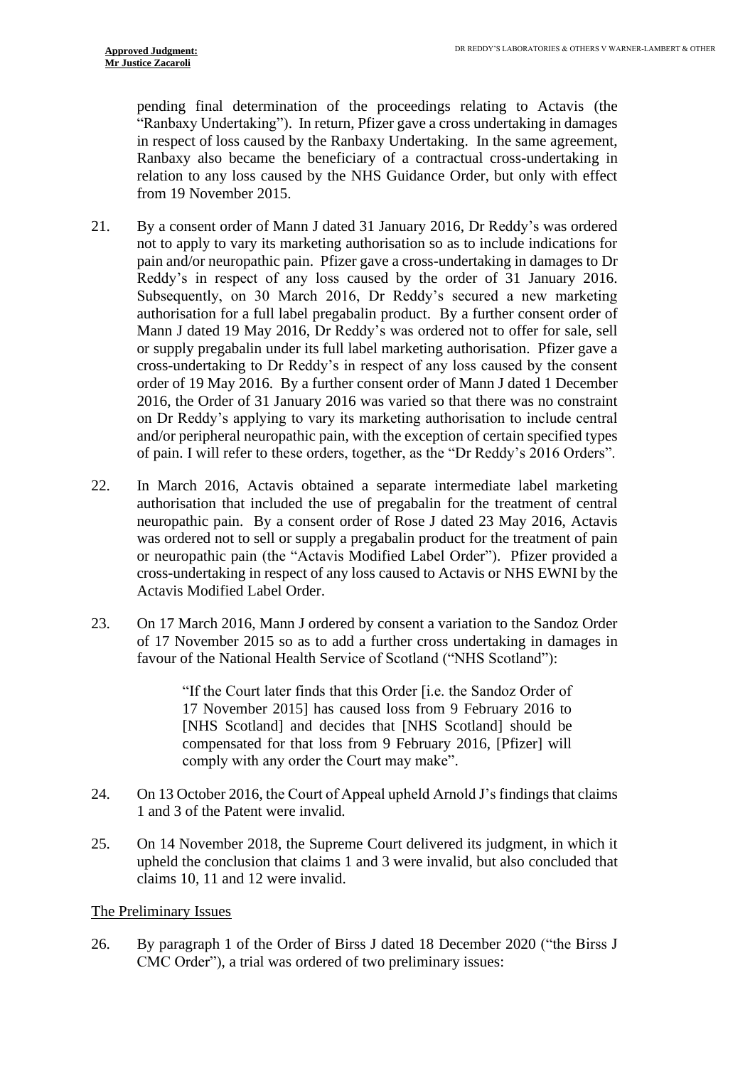pending final determination of the proceedings relating to Actavis (the "Ranbaxy Undertaking"). In return, Pfizer gave a cross undertaking in damages in respect of loss caused by the Ranbaxy Undertaking. In the same agreement, Ranbaxy also became the beneficiary of a contractual cross-undertaking in relation to any loss caused by the NHS Guidance Order, but only with effect from 19 November 2015.

21. By a consent order of Mann J dated 31 January 2016, Dr Reddy's was ordered not to apply to vary its marketing authorisation so as to include indications for pain and/or neuropathic pain. Pfizer gave a cross-undertaking in damages to Dr Reddy's in respect of any loss caused by the order of 31 January 2016. Subsequently, on 30 March 2016, Dr Reddy's secured a new marketing authorisation for a full label pregabalin product. By a further consent order of Mann J dated 19 May 2016, Dr Reddy's was ordered not to offer for sale, sell or supply pregabalin under its full label marketing authorisation. Pfizer gave a cross-undertaking to Dr Reddy's in respect of any loss caused by the consent order of 19 May 2016. By a further consent order of Mann J dated 1 December 2016, the Order of 31 January 2016 was varied so that there was no constraint on Dr Reddy's applying to vary its marketing authorisation to include central and/or peripheral neuropathic pain, with the exception of certain specified types of pain. I will refer to these orders, together, as the "Dr Reddy's 2016 Orders".

22. In March 2016, Actavis obtained a separate intermediate label marketing authorisation that included the use of pregabalin for the treatment of central neuropathic pain. By a consent order of Rose J dated 23 May 2016, Actavis was ordered not to sell or supply a pregabalin product for the treatment of pain or neuropathic pain (the "Actavis Modified Label Order"). Pfizer provided a cross-undertaking in respect of any loss caused to Actavis or NHS EWNI by the Actavis Modified Label Order.

23. On 17 March 2016, Mann J ordered by consent a variation to the Sandoz Order of 17 November 2015 so as to add a further cross undertaking in damages in favour of the National Health Service of Scotland ("NHS Scotland"):

> "If the Court later finds that this Order [i.e. the Sandoz Order of 17 November 2015] has caused loss from 9 February 2016 to [NHS Scotland] and decides that [NHS Scotland] should be compensated for that loss from 9 February 2016, [Pfizer] will comply with any order the Court may make".

24. On 13 October 2016, the Court of Appeal upheld Arnold J's findings that claims 1 and 3 of the Patent were invalid.

25. On 14 November 2018, the Supreme Court delivered its judgment, in which it upheld the conclusion that claims 1 and 3 were invalid, but also concluded that claims 10, 11 and 12 were invalid.

## The Preliminary Issues

26. By paragraph 1 of the Order of Birss J dated 18 December 2020 ("the Birss J CMC Order"), a trial was ordered of two preliminary issues: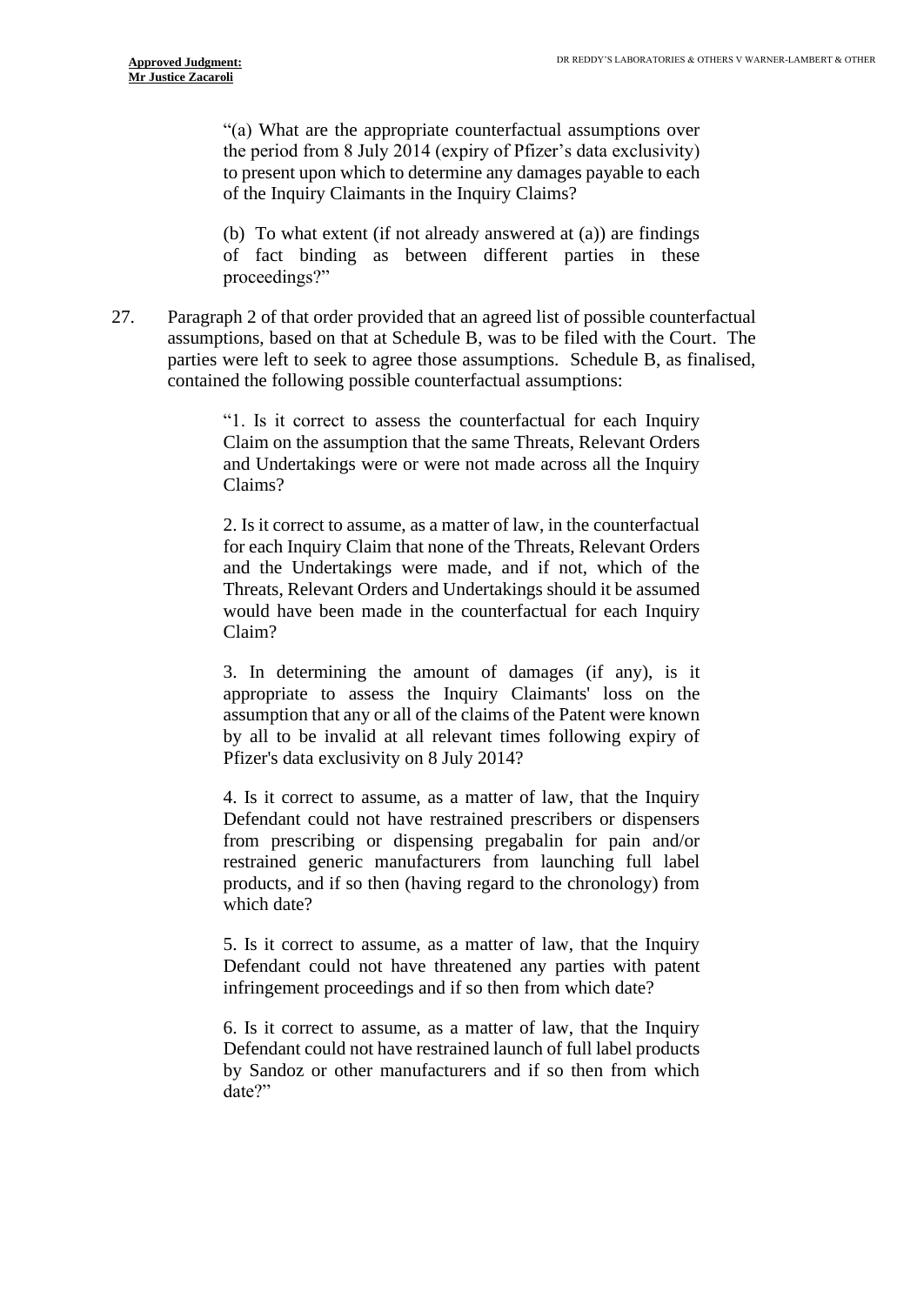> "(a) What are the appropriate counterfactual assumptions over the period from 8 July 2014 (expiry of Pfizer's data exclusivity) to present upon which to determine any damages payable to each of the Inquiry Claimants in the Inquiry Claims?
>
> (b) To what extent (if not already answered at (a)) are findings of fact binding as between different parties in these proceedings?"

27. Paragraph 2 of that order provided that an agreed list of possible counterfactual assumptions, based on that at Schedule B, was to be filed with the Court. The parties were left to seek to agree those assumptions. Schedule B, as finalised, contained the following possible counterfactual assumptions:

> "1. Is it correct to assess the counterfactual for each Inquiry Claim on the assumption that the same Threats, Relevant Orders and Undertakings were or were not made across all the Inquiry Claims?
>
> 2. Is it correct to assume, as a matter of law, in the counterfactual for each Inquiry Claim that none of the Threats, Relevant Orders and the Undertakings were made, and if not, which of the Threats, Relevant Orders and Undertakings should it be assumed would have been made in the counterfactual for each Inquiry Claim?
>
> 3. In determining the amount of damages (if any), is it appropriate to assess the Inquiry Claimants' loss on the assumption that any or all of the claims of the Patent were known by all to be invalid at all relevant times following expiry of Pfizer's data exclusivity on 8 July 2014?
>
> 4. Is it correct to assume, as a matter of law, that the Inquiry Defendant could not have restrained prescribers or dispensers from prescribing or dispensing pregabalin for pain and/or restrained generic manufacturers from launching full label products, and if so then (having regard to the chronology) from which date?
>
> 5. Is it correct to assume, as a matter of law, that the Inquiry Defendant could not have threatened any parties with patent infringement proceedings and if so then from which date?
>
> 6. Is it correct to assume, as a matter of law, that the Inquiry Defendant could not have restrained launch of full label products by Sandoz or other manufacturers and if so then from which date?"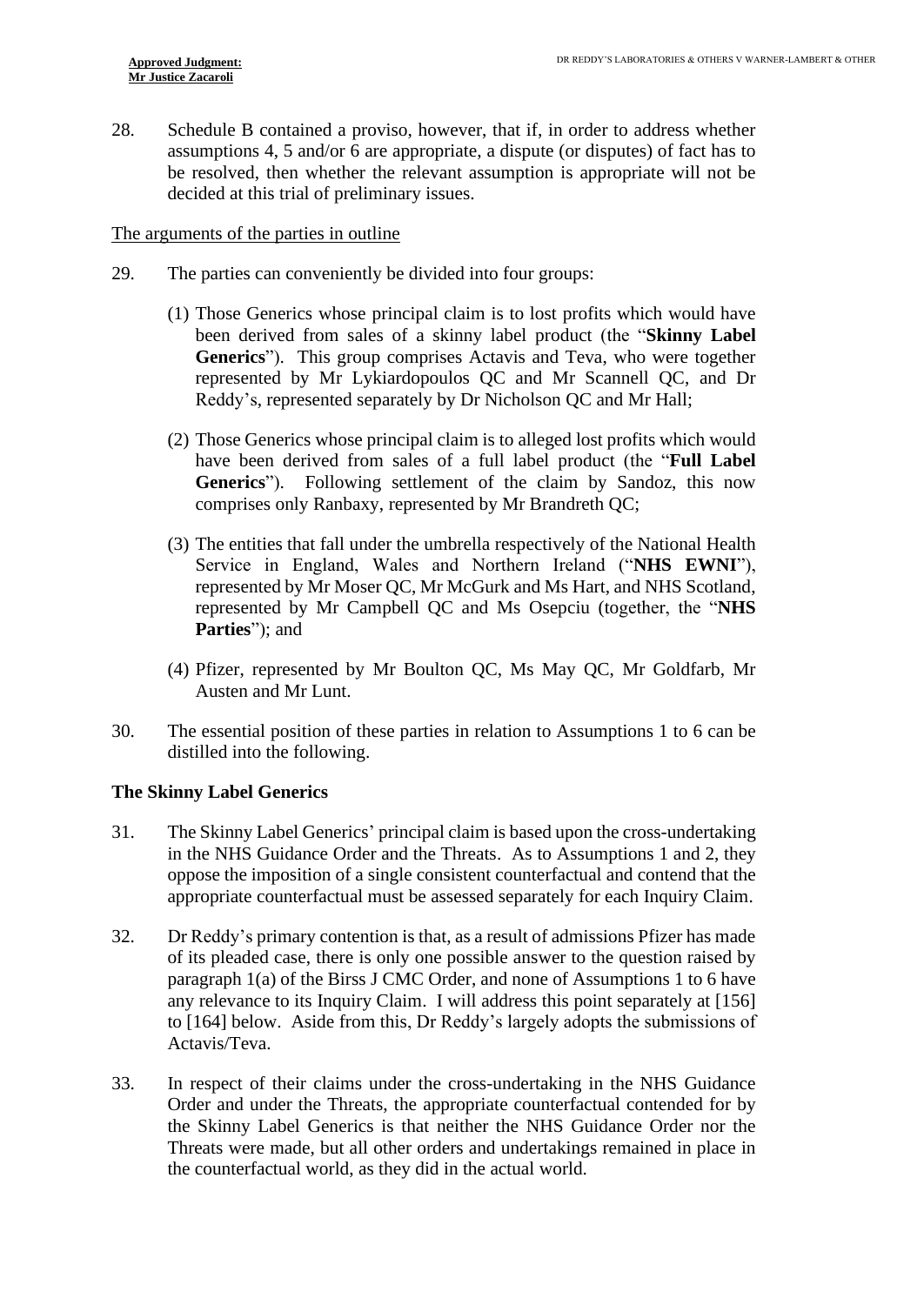28. Schedule B contained a proviso, however, that if, in order to address whether assumptions 4, 5 and/or 6 are appropriate, a dispute (or disputes) of fact has to be resolved, then whether the relevant assumption is appropriate will not be decided at this trial of preliminary issues.

<u>The arguments of the parties in outline</u>

29. The parties can conveniently be divided into four groups:

    (1) Those Generics whose principal claim is to lost profits which would have been derived from sales of a skinny label product (the "**Skinny Label Generics**"). This group comprises Actavis and Teva, who were together represented by Mr Lykiardopoulos QC and Mr Scannell QC, and Dr Reddy's, represented separately by Dr Nicholson QC and Mr Hall;

    (2) Those Generics whose principal claim is to alleged lost profits which would have been derived from sales of a full label product (the "**Full Label Generics**"). Following settlement of the claim by Sandoz, this now comprises only Ranbaxy, represented by Mr Brandreth QC;

    (3) The entities that fall under the umbrella respectively of the National Health Service in England, Wales and Northern Ireland ("**NHS EWNI**"), represented by Mr Moser QC, Mr McGurk and Ms Hart, and NHS Scotland, represented by Mr Campbell QC and Ms Osepciu (together, the "**NHS Parties**"); and

    (4) Pfizer, represented by Mr Boulton QC, Ms May QC, Mr Goldfarb, Mr Austen and Mr Lunt.

30. The essential position of these parties in relation to Assumptions 1 to 6 can be distilled into the following.

### The Skinny Label Generics

31. The Skinny Label Generics' principal claim is based upon the cross-undertaking in the NHS Guidance Order and the Threats. As to Assumptions 1 and 2, they oppose the imposition of a single consistent counterfactual and contend that the appropriate counterfactual must be assessed separately for each Inquiry Claim.

32. Dr Reddy's primary contention is that, as a result of admissions Pfizer has made of its pleaded case, there is only one possible answer to the question raised by paragraph 1(a) of the Birss J CMC Order, and none of Assumptions 1 to 6 have any relevance to its Inquiry Claim. I will address this point separately at [156] to [164] below. Aside from this, Dr Reddy's largely adopts the submissions of Actavis/Teva.

33. In respect of their claims under the cross-undertaking in the NHS Guidance Order and under the Threats, the appropriate counterfactual contended for by the Skinny Label Generics is that neither the NHS Guidance Order nor the Threats were made, but all other orders and undertakings remained in place in the counterfactual world, as they did in the actual world.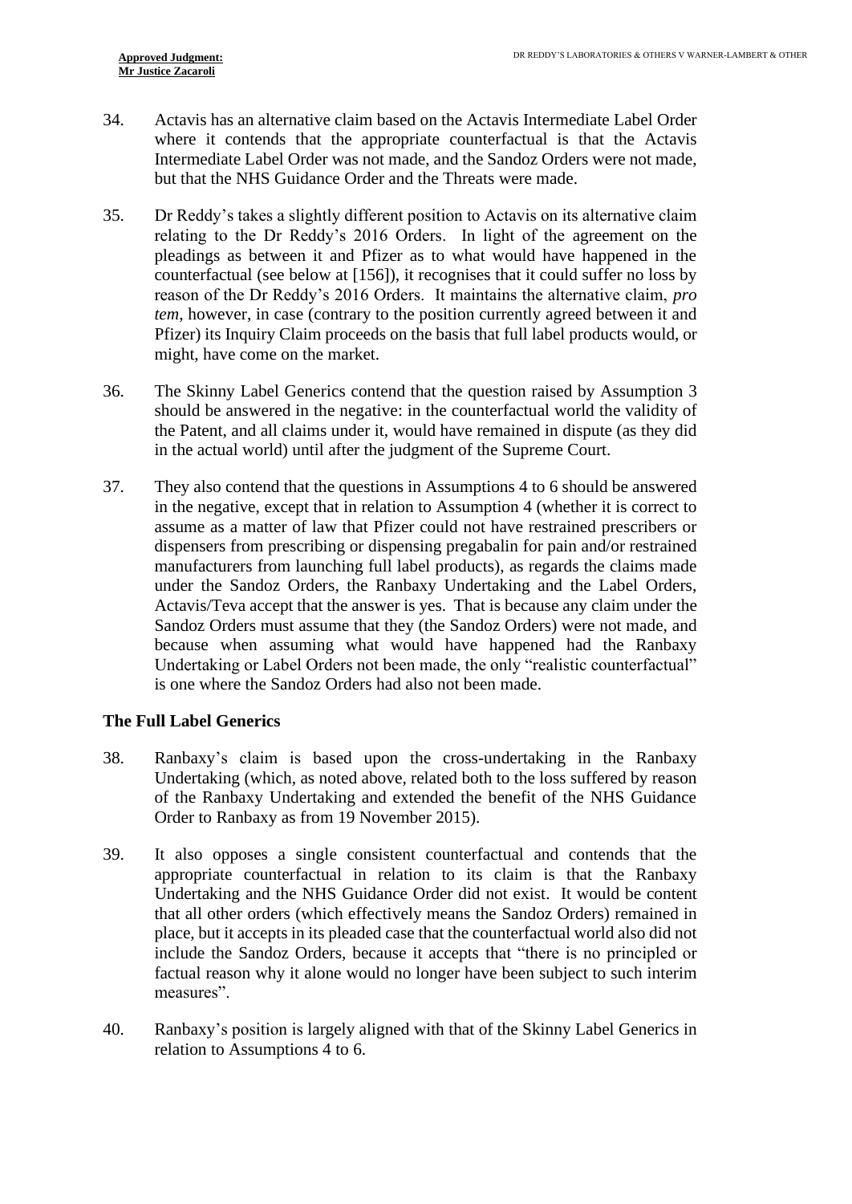34. Actavis has an alternative claim based on the Actavis Intermediate Label Order where it contends that the appropriate counterfactual is that the Actavis Intermediate Label Order was not made, and the Sandoz Orders were not made, but that the NHS Guidance Order and the Threats were made.

35. Dr Reddy's takes a slightly different position to Actavis on its alternative claim relating to the Dr Reddy's 2016 Orders. In light of the agreement on the pleadings as between it and Pfizer as to what would have happened in the counterfactual (see below at [156]), it recognises that it could suffer no loss by reason of the Dr Reddy's 2016 Orders. It maintains the alternative claim, *pro tem*, however, in case (contrary to the position currently agreed between it and Pfizer) its Inquiry Claim proceeds on the basis that full label products would, or might, have come on the market.

36. The Skinny Label Generics contend that the question raised by Assumption 3 should be answered in the negative: in the counterfactual world the validity of the Patent, and all claims under it, would have remained in dispute (as they did in the actual world) until after the judgment of the Supreme Court.

37. They also contend that the questions in Assumptions 4 to 6 should be answered in the negative, except that in relation to Assumption 4 (whether it is correct to assume as a matter of law that Pfizer could not have restrained prescribers or dispensers from prescribing or dispensing pregabalin for pain and/or restrained manufacturers from launching full label products), as regards the claims made under the Sandoz Orders, the Ranbaxy Undertaking and the Label Orders, Actavis/Teva accept that the answer is yes. That is because any claim under the Sandoz Orders must assume that they (the Sandoz Orders) were not made, and because when assuming what would have happened had the Ranbaxy Undertaking or Label Orders not been made, the only "realistic counterfactual" is one where the Sandoz Orders had also not been made.

### The Full Label Generics

38. Ranbaxy's claim is based upon the cross-undertaking in the Ranbaxy Undertaking (which, as noted above, related both to the loss suffered by reason of the Ranbaxy Undertaking and extended the benefit of the NHS Guidance Order to Ranbaxy as from 19 November 2015).

39. It also opposes a single consistent counterfactual and contends that the appropriate counterfactual in relation to its claim is that the Ranbaxy Undertaking and the NHS Guidance Order did not exist. It would be content that all other orders (which effectively means the Sandoz Orders) remained in place, but it accepts in its pleaded case that the counterfactual world also did not include the Sandoz Orders, because it accepts that "there is no principled or factual reason why it alone would no longer have been subject to such interim measures".

40. Ranbaxy's position is largely aligned with that of the Skinny Label Generics in relation to Assumptions 4 to 6.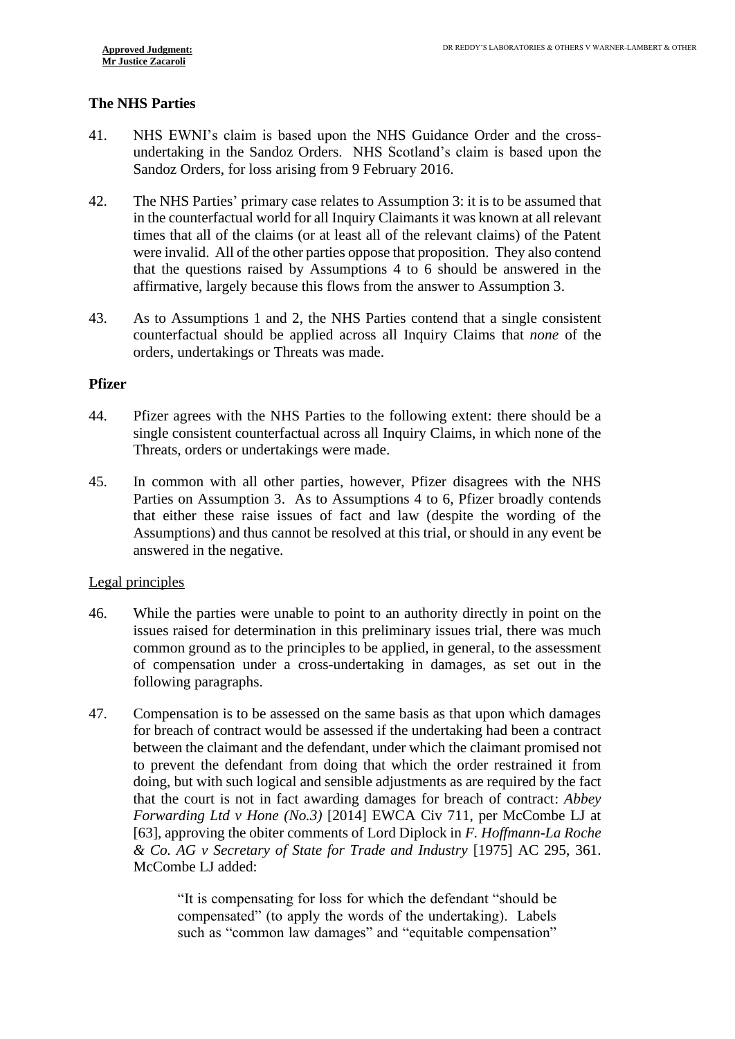### The NHS Parties

41. NHS EWNI's claim is based upon the NHS Guidance Order and the cross-undertaking in the Sandoz Orders. NHS Scotland's claim is based upon the Sandoz Orders, for loss arising from 9 February 2016.

42. The NHS Parties' primary case relates to Assumption 3: it is to be assumed that in the counterfactual world for all Inquiry Claimants it was known at all relevant times that all of the claims (or at least all of the relevant claims) of the Patent were invalid. All of the other parties oppose that proposition. They also contend that the questions raised by Assumptions 4 to 6 should be answered in the affirmative, largely because this flows from the answer to Assumption 3.

43. As to Assumptions 1 and 2, the NHS Parties contend that a single consistent counterfactual should be applied across all Inquiry Claims that *none* of the orders, undertakings or Threats was made.

### Pfizer

44. Pfizer agrees with the NHS Parties to the following extent: there should be a single consistent counterfactual across all Inquiry Claims, in which none of the Threats, orders or undertakings were made.

45. In common with all other parties, however, Pfizer disagrees with the NHS Parties on Assumption 3. As to Assumptions 4 to 6, Pfizer broadly contends that either these raise issues of fact and law (despite the wording of the Assumptions) and thus cannot be resolved at this trial, or should in any event be answered in the negative.

<u>Legal principles</u>

46. While the parties were unable to point to an authority directly in point on the issues raised for determination in this preliminary issues trial, there was much common ground as to the principles to be applied, in general, to the assessment of compensation under a cross-undertaking in damages, as set out in the following paragraphs.

47. Compensation is to be assessed on the same basis as that upon which damages for breach of contract would be assessed if the undertaking had been a contract between the claimant and the defendant, under which the claimant promised not to prevent the defendant from doing that which the order restrained it from doing, but with such logical and sensible adjustments as are required by the fact that the court is not in fact awarding damages for breach of contract: *Abbey Forwarding Ltd v Hone (No.3)* [2014] EWCA Civ 711, per McCombe LJ at [63], approving the obiter comments of Lord Diplock in *F. Hoffmann-La Roche & Co. AG v Secretary of State for Trade and Industry* [1975] AC 295, 361. McCombe LJ added:

> "It is compensating for loss for which the defendant "should be compensated" (to apply the words of the undertaking). Labels such as "common law damages" and "equitable compensation"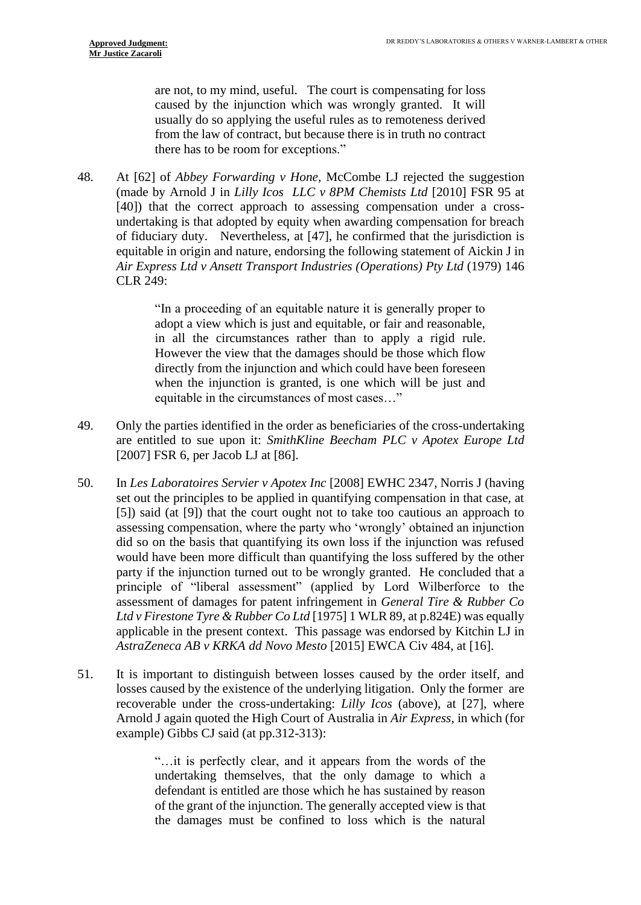> are not, to my mind, useful. The court is compensating for loss caused by the injunction which was wrongly granted. It will usually do so applying the useful rules as to remoteness derived from the law of contract, but because there is in truth no contract there has to be room for exceptions."

48. At [62] of *Abbey Forwarding v Hone*, McCombe LJ rejected the suggestion (made by Arnold J in *Lilly Icos LLC v 8PM Chemists Ltd* [2010] FSR 95 at [40]) that the correct approach to assessing compensation under a cross-undertaking is that adopted by equity when awarding compensation for breach of fiduciary duty. Nevertheless, at [47], he confirmed that the jurisdiction is equitable in origin and nature, endorsing the following statement of Aickin J in *Air Express Ltd v Ansett Transport Industries (Operations) Pty Ltd* (1979) 146 CLR 249:

> "In a proceeding of an equitable nature it is generally proper to adopt a view which is just and equitable, or fair and reasonable, in all the circumstances rather than to apply a rigid rule. However the view that the damages should be those which flow directly from the injunction and which could have been foreseen when the injunction is granted, is one which will be just and equitable in the circumstances of most cases…"

49. Only the parties identified in the order as beneficiaries of the cross-undertaking are entitled to sue upon it: *SmithKline Beecham PLC v Apotex Europe Ltd* [2007] FSR 6, per Jacob LJ at [86].

50. In *Les Laboratoires Servier v Apotex Inc* [2008] EWHC 2347, Norris J (having set out the principles to be applied in quantifying compensation in that case, at [5]) said (at [9]) that the court ought not to take too cautious an approach to assessing compensation, where the party who 'wrongly' obtained an injunction did so on the basis that quantifying its own loss if the injunction was refused would have been more difficult than quantifying the loss suffered by the other party if the injunction turned out to be wrongly granted. He concluded that a principle of "liberal assessment" (applied by Lord Wilberforce to the assessment of damages for patent infringement in *General Tire & Rubber Co Ltd v Firestone Tyre & Rubber Co Ltd* [1975] 1 WLR 89, at p.824E) was equally applicable in the present context. This passage was endorsed by Kitchin LJ in *AstraZeneca AB v KRKA dd Novo Mesto* [2015] EWCA Civ 484, at [16].

51. It is important to distinguish between losses caused by the order itself, and losses caused by the existence of the underlying litigation. Only the former are recoverable under the cross-undertaking: *Lilly Icos* (above), at [27], where Arnold J again quoted the High Court of Australia in *Air Express*, in which (for example) Gibbs CJ said (at pp.312-313):

> "…it is perfectly clear, and it appears from the words of the undertaking themselves, that the only damage to which a defendant is entitled are those which he has sustained by reason of the grant of the injunction. The generally accepted view is that the damages must be confined to loss which is the natural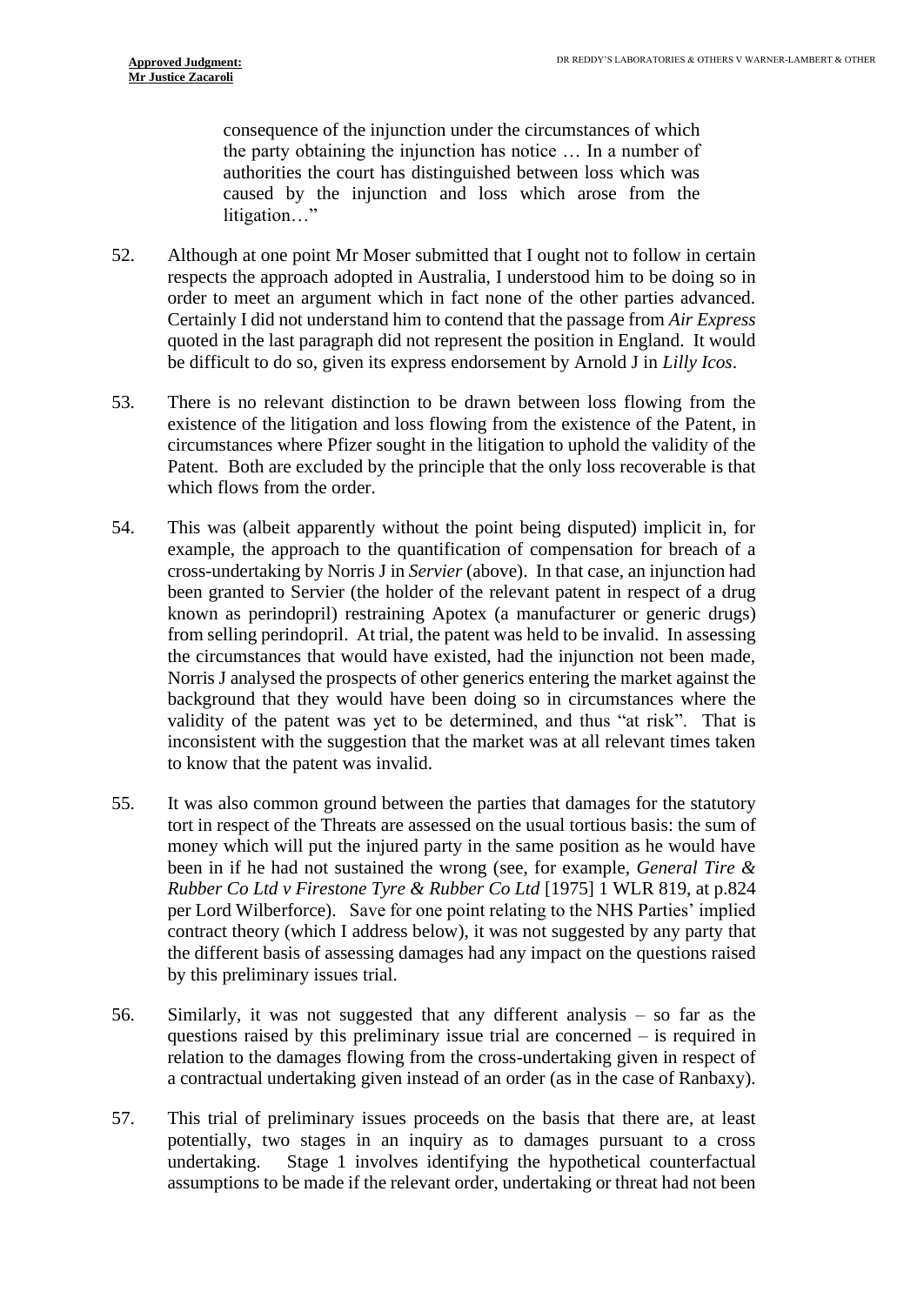> consequence of the injunction under the circumstances of which the party obtaining the injunction has notice … In a number of authorities the court has distinguished between loss which was caused by the injunction and loss which arose from the litigation…"

52. Although at one point Mr Moser submitted that I ought not to follow in certain respects the approach adopted in Australia, I understood him to be doing so in order to meet an argument which in fact none of the other parties advanced. Certainly I did not understand him to contend that the passage from *Air Express* quoted in the last paragraph did not represent the position in England. It would be difficult to do so, given its express endorsement by Arnold J in *Lilly Icos*.

53. There is no relevant distinction to be drawn between loss flowing from the existence of the litigation and loss flowing from the existence of the Patent, in circumstances where Pfizer sought in the litigation to uphold the validity of the Patent. Both are excluded by the principle that the only loss recoverable is that which flows from the order.

54. This was (albeit apparently without the point being disputed) implicit in, for example, the approach to the quantification of compensation for breach of a cross-undertaking by Norris J in *Servier* (above). In that case, an injunction had been granted to Servier (the holder of the relevant patent in respect of a drug known as perindopril) restraining Apotex (a manufacturer or generic drugs) from selling perindopril. At trial, the patent was held to be invalid. In assessing the circumstances that would have existed, had the injunction not been made, Norris J analysed the prospects of other generics entering the market against the background that they would have been doing so in circumstances where the validity of the patent was yet to be determined, and thus "at risk". That is inconsistent with the suggestion that the market was at all relevant times taken to know that the patent was invalid.

55. It was also common ground between the parties that damages for the statutory tort in respect of the Threats are assessed on the usual tortious basis: the sum of money which will put the injured party in the same position as he would have been in if he had not sustained the wrong (see, for example, *General Tire & Rubber Co Ltd v Firestone Tyre & Rubber Co Ltd* [1975] 1 WLR 819, at p.824 per Lord Wilberforce). Save for one point relating to the NHS Parties' implied contract theory (which I address below), it was not suggested by any party that the different basis of assessing damages had any impact on the questions raised by this preliminary issues trial.

56. Similarly, it was not suggested that any different analysis – so far as the questions raised by this preliminary issue trial are concerned – is required in relation to the damages flowing from the cross-undertaking given in respect of a contractual undertaking given instead of an order (as in the case of Ranbaxy).

57. This trial of preliminary issues proceeds on the basis that there are, at least potentially, two stages in an inquiry as to damages pursuant to a cross undertaking. Stage 1 involves identifying the hypothetical counterfactual assumptions to be made if the relevant order, undertaking or threat had not been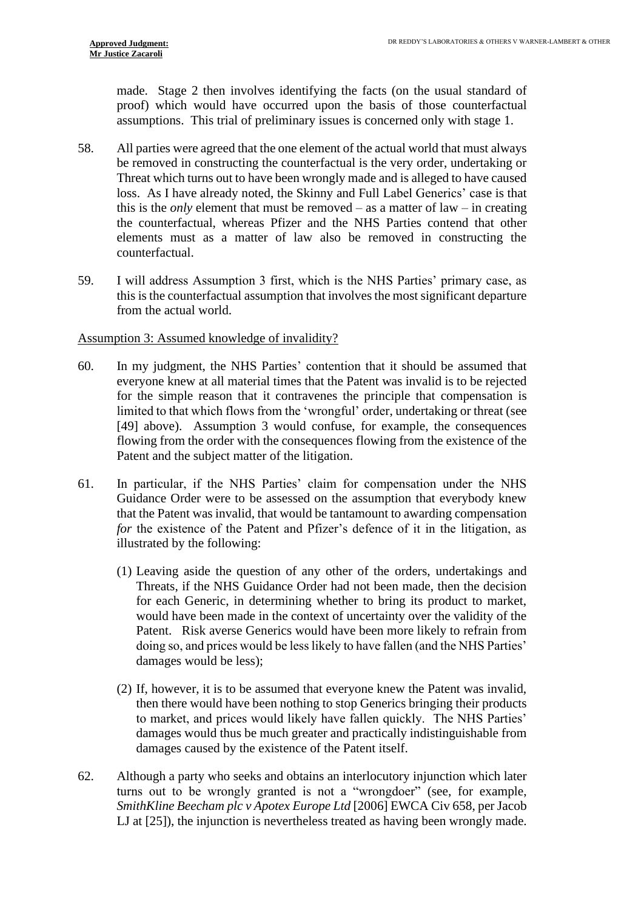made. Stage 2 then involves identifying the facts (on the usual standard of proof) which would have occurred upon the basis of those counterfactual assumptions. This trial of preliminary issues is concerned only with stage 1.

58. All parties were agreed that the one element of the actual world that must always be removed in constructing the counterfactual is the very order, undertaking or Threat which turns out to have been wrongly made and is alleged to have caused loss. As I have already noted, the Skinny and Full Label Generics' case is that this is the *only* element that must be removed – as a matter of law – in creating the counterfactual, whereas Pfizer and the NHS Parties contend that other elements must as a matter of law also be removed in constructing the counterfactual.

59. I will address Assumption 3 first, which is the NHS Parties' primary case, as this is the counterfactual assumption that involves the most significant departure from the actual world.

Assumption 3: Assumed knowledge of invalidity?

60. In my judgment, the NHS Parties' contention that it should be assumed that everyone knew at all material times that the Patent was invalid is to be rejected for the simple reason that it contravenes the principle that compensation is limited to that which flows from the 'wrongful' order, undertaking or threat (see [49] above). Assumption 3 would confuse, for example, the consequences flowing from the order with the consequences flowing from the existence of the Patent and the subject matter of the litigation.

61. In particular, if the NHS Parties' claim for compensation under the NHS Guidance Order were to be assessed on the assumption that everybody knew that the Patent was invalid, that would be tantamount to awarding compensation *for* the existence of the Patent and Pfizer's defence of it in the litigation, as illustrated by the following:

    (1) Leaving aside the question of any other of the orders, undertakings and Threats, if the NHS Guidance Order had not been made, then the decision for each Generic, in determining whether to bring its product to market, would have been made in the context of uncertainty over the validity of the Patent. Risk averse Generics would have been more likely to refrain from doing so, and prices would be less likely to have fallen (and the NHS Parties' damages would be less);

    (2) If, however, it is to be assumed that everyone knew the Patent was invalid, then there would have been nothing to stop Generics bringing their products to market, and prices would likely have fallen quickly. The NHS Parties' damages would thus be much greater and practically indistinguishable from damages caused by the existence of the Patent itself.

62. Although a party who seeks and obtains an interlocutory injunction which later turns out to be wrongly granted is not a "wrongdoer" (see, for example, *SmithKline Beecham plc v Apotex Europe Ltd* [2006] EWCA Civ 658, per Jacob LJ at [25]), the injunction is nevertheless treated as having been wrongly made.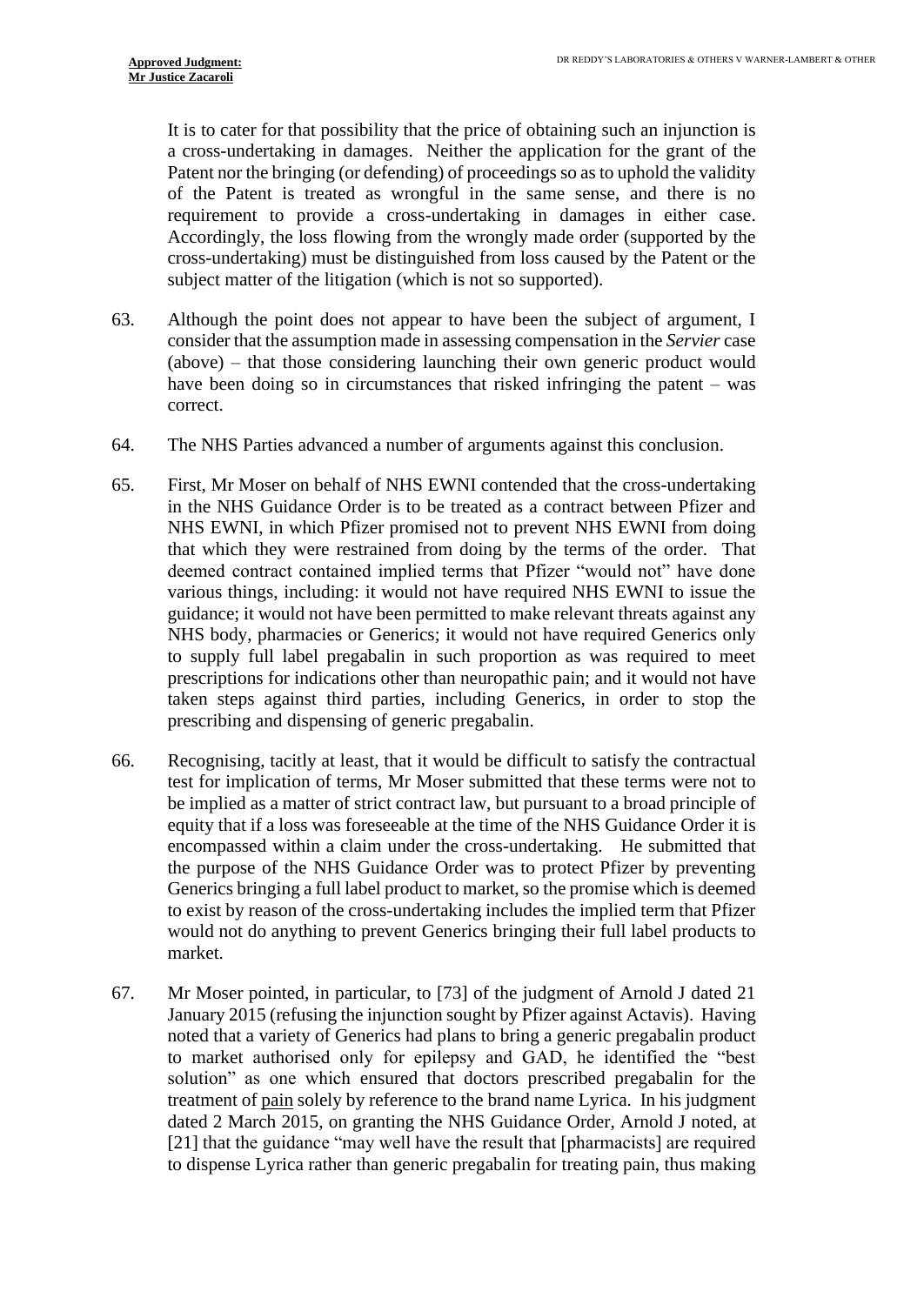It is to cater for that possibility that the price of obtaining such an injunction is a cross-undertaking in damages. Neither the application for the grant of the Patent nor the bringing (or defending) of proceedings so as to uphold the validity of the Patent is treated as wrongful in the same sense, and there is no requirement to provide a cross-undertaking in damages in either case. Accordingly, the loss flowing from the wrongly made order (supported by the cross-undertaking) must be distinguished from loss caused by the Patent or the subject matter of the litigation (which is not so supported).

63. Although the point does not appear to have been the subject of argument, I consider that the assumption made in assessing compensation in the *Servier* case (above) – that those considering launching their own generic product would have been doing so in circumstances that risked infringing the patent – was correct.

64. The NHS Parties advanced a number of arguments against this conclusion.

65. First, Mr Moser on behalf of NHS EWNI contended that the cross-undertaking in the NHS Guidance Order is to be treated as a contract between Pfizer and NHS EWNI, in which Pfizer promised not to prevent NHS EWNI from doing that which they were restrained from doing by the terms of the order. That deemed contract contained implied terms that Pfizer "would not" have done various things, including: it would not have required NHS EWNI to issue the guidance; it would not have been permitted to make relevant threats against any NHS body, pharmacies or Generics; it would not have required Generics only to supply full label pregabalin in such proportion as was required to meet prescriptions for indications other than neuropathic pain; and it would not have taken steps against third parties, including Generics, in order to stop the prescribing and dispensing of generic pregabalin.

66. Recognising, tacitly at least, that it would be difficult to satisfy the contractual test for implication of terms, Mr Moser submitted that these terms were not to be implied as a matter of strict contract law, but pursuant to a broad principle of equity that if a loss was foreseeable at the time of the NHS Guidance Order it is encompassed within a claim under the cross-undertaking. He submitted that the purpose of the NHS Guidance Order was to protect Pfizer by preventing Generics bringing a full label product to market, so the promise which is deemed to exist by reason of the cross-undertaking includes the implied term that Pfizer would not do anything to prevent Generics bringing their full label products to market.

67. Mr Moser pointed, in particular, to [73] of the judgment of Arnold J dated 21 January 2015 (refusing the injunction sought by Pfizer against Actavis). Having noted that a variety of Generics had plans to bring a generic pregabalin product to market authorised only for epilepsy and GAD, he identified the "best solution" as one which ensured that doctors prescribed pregabalin for the treatment of <u>pain</u> solely by reference to the brand name Lyrica. In his judgment dated 2 March 2015, on granting the NHS Guidance Order, Arnold J noted, at [21] that the guidance "may well have the result that [pharmacists] are required to dispense Lyrica rather than generic pregabalin for treating pain, thus making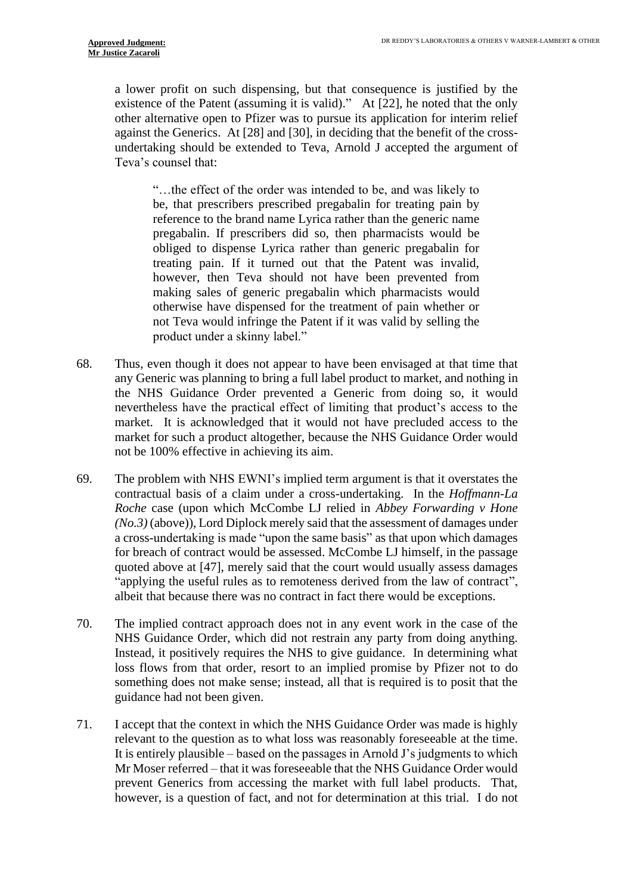a lower profit on such dispensing, but that consequence is justified by the existence of the Patent (assuming it is valid)." At [22], he noted that the only other alternative open to Pfizer was to pursue its application for interim relief against the Generics. At [28] and [30], in deciding that the benefit of the cross-undertaking should be extended to Teva, Arnold J accepted the argument of Teva's counsel that:

> "…the effect of the order was intended to be, and was likely to be, that prescribers prescribed pregabalin for treating pain by reference to the brand name Lyrica rather than the generic name pregabalin. If prescribers did so, then pharmacists would be obliged to dispense Lyrica rather than generic pregabalin for treating pain. If it turned out that the Patent was invalid, however, then Teva should not have been prevented from making sales of generic pregabalin which pharmacists would otherwise have dispensed for the treatment of pain whether or not Teva would infringe the Patent if it was valid by selling the product under a skinny label."

68. Thus, even though it does not appear to have been envisaged at that time that any Generic was planning to bring a full label product to market, and nothing in the NHS Guidance Order prevented a Generic from doing so, it would nevertheless have the practical effect of limiting that product's access to the market. It is acknowledged that it would not have precluded access to the market for such a product altogether, because the NHS Guidance Order would not be 100% effective in achieving its aim.

69. The problem with NHS EWNI's implied term argument is that it overstates the contractual basis of a claim under a cross-undertaking. In the *Hoffmann-La Roche* case (upon which McCombe LJ relied in *Abbey Forwarding v Hone (No.3)* (above)), Lord Diplock merely said that the assessment of damages under a cross-undertaking is made "upon the same basis" as that upon which damages for breach of contract would be assessed. McCombe LJ himself, in the passage quoted above at [47], merely said that the court would usually assess damages "applying the useful rules as to remoteness derived from the law of contract", albeit that because there was no contract in fact there would be exceptions.

70. The implied contract approach does not in any event work in the case of the NHS Guidance Order, which did not restrain any party from doing anything. Instead, it positively requires the NHS to give guidance. In determining what loss flows from that order, resort to an implied promise by Pfizer not to do something does not make sense; instead, all that is required is to posit that the guidance had not been given.

71. I accept that the context in which the NHS Guidance Order was made is highly relevant to the question as to what loss was reasonably foreseeable at the time. It is entirely plausible – based on the passages in Arnold J's judgments to which Mr Moser referred – that it was foreseeable that the NHS Guidance Order would prevent Generics from accessing the market with full label products. That, however, is a question of fact, and not for determination at this trial. I do not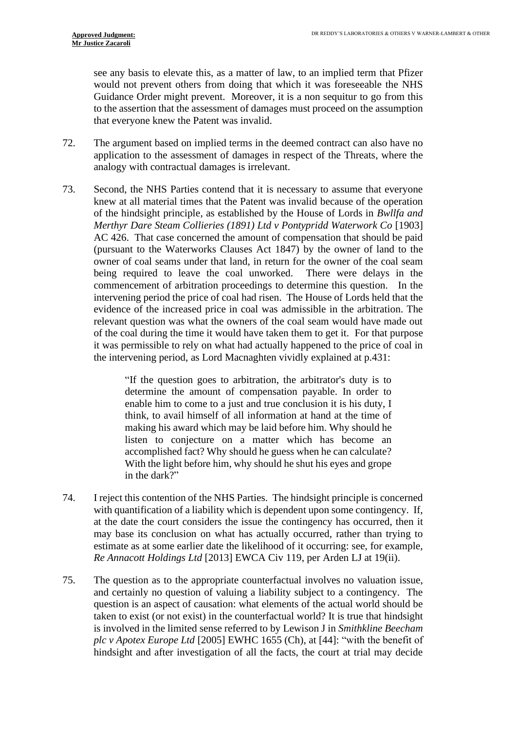see any basis to elevate this, as a matter of law, to an implied term that Pfizer would not prevent others from doing that which it was foreseeable the NHS Guidance Order might prevent. Moreover, it is a non sequitur to go from this to the assertion that the assessment of damages must proceed on the assumption that everyone knew the Patent was invalid.

72. The argument based on implied terms in the deemed contract can also have no application to the assessment of damages in respect of the Threats, where the analogy with contractual damages is irrelevant.

73. Second, the NHS Parties contend that it is necessary to assume that everyone knew at all material times that the Patent was invalid because of the operation of the hindsight principle, as established by the House of Lords in *Bwllfa and Merthyr Dare Steam Collieries (1891) Ltd v Pontypridd Waterwork Co* [1903] AC 426. That case concerned the amount of compensation that should be paid (pursuant to the Waterworks Clauses Act 1847) by the owner of land to the owner of coal seams under that land, in return for the owner of the coal seam being required to leave the coal unworked. There were delays in the commencement of arbitration proceedings to determine this question. In the intervening period the price of coal had risen. The House of Lords held that the evidence of the increased price in coal was admissible in the arbitration. The relevant question was what the owners of the coal seam would have made out of the coal during the time it would have taken them to get it. For that purpose it was permissible to rely on what had actually happened to the price of coal in the intervening period, as Lord Macnaghten vividly explained at p.431:

> "If the question goes to arbitration, the arbitrator's duty is to determine the amount of compensation payable. In order to enable him to come to a just and true conclusion it is his duty, I think, to avail himself of all information at hand at the time of making his award which may be laid before him. Why should he listen to conjecture on a matter which has become an accomplished fact? Why should he guess when he can calculate? With the light before him, why should he shut his eyes and grope in the dark?"

74. I reject this contention of the NHS Parties. The hindsight principle is concerned with quantification of a liability which is dependent upon some contingency. If, at the date the court considers the issue the contingency has occurred, then it may base its conclusion on what has actually occurred, rather than trying to estimate as at some earlier date the likelihood of it occurring: see, for example, *Re Annacott Holdings Ltd* [2013] EWCA Civ 119, per Arden LJ at 19(ii).

75. The question as to the appropriate counterfactual involves no valuation issue, and certainly no question of valuing a liability subject to a contingency. The question is an aspect of causation: what elements of the actual world should be taken to exist (or not exist) in the counterfactual world? It is true that hindsight is involved in the limited sense referred to by Lewison J in *Smithkline Beecham plc v Apotex Europe Ltd* [2005] EWHC 1655 (Ch), at [44]: "with the benefit of hindsight and after investigation of all the facts, the court at trial may decide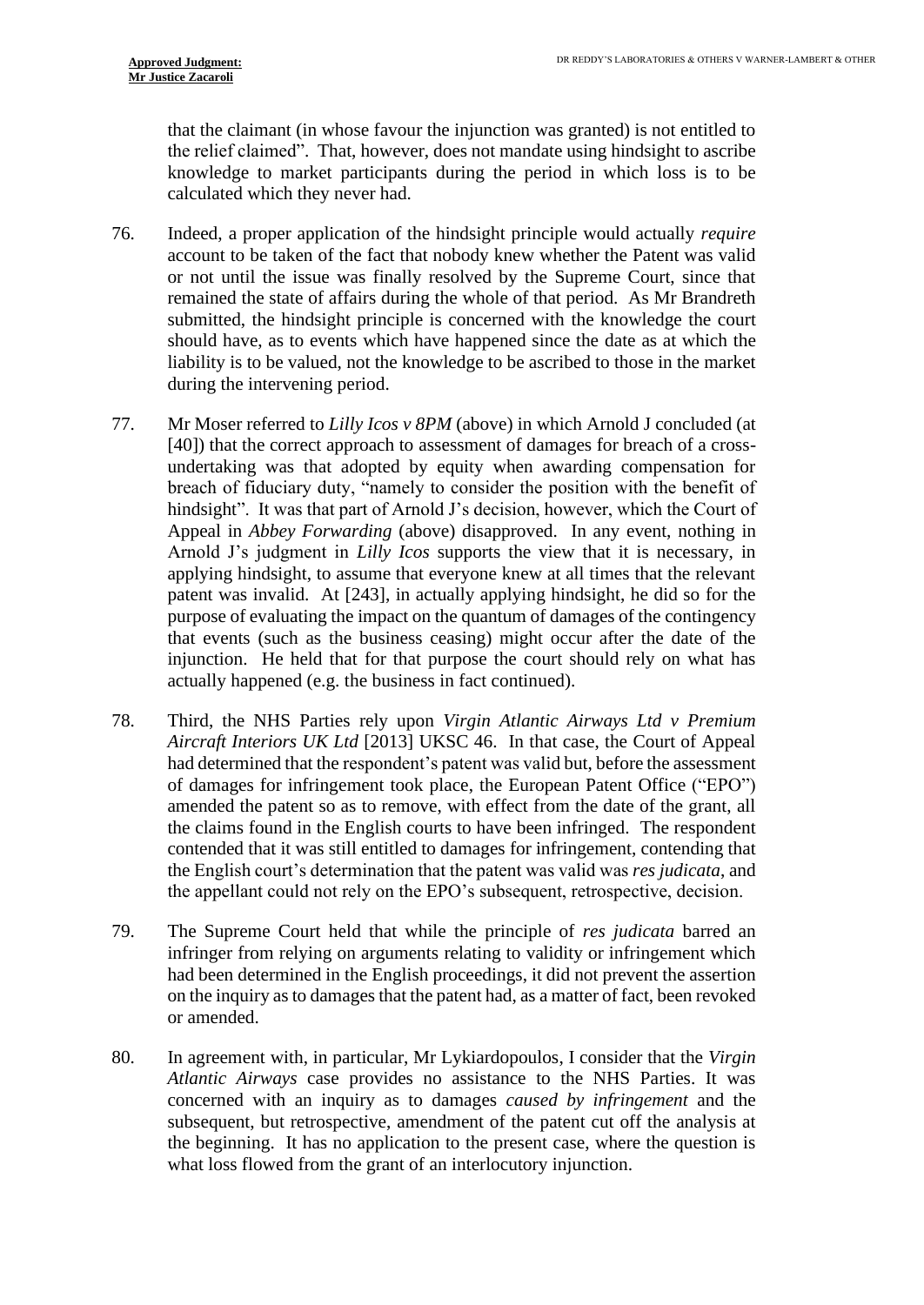that the claimant (in whose favour the injunction was granted) is not entitled to the relief claimed". That, however, does not mandate using hindsight to ascribe knowledge to market participants during the period in which loss is to be calculated which they never had.

76. Indeed, a proper application of the hindsight principle would actually *require* account to be taken of the fact that nobody knew whether the Patent was valid or not until the issue was finally resolved by the Supreme Court, since that remained the state of affairs during the whole of that period. As Mr Brandreth submitted, the hindsight principle is concerned with the knowledge the court should have, as to events which have happened since the date as at which the liability is to be valued, not the knowledge to be ascribed to those in the market during the intervening period.

77. Mr Moser referred to *Lilly Icos v 8PM* (above) in which Arnold J concluded (at [40]) that the correct approach to assessment of damages for breach of a cross-undertaking was that adopted by equity when awarding compensation for breach of fiduciary duty, "namely to consider the position with the benefit of hindsight". It was that part of Arnold J's decision, however, which the Court of Appeal in *Abbey Forwarding* (above) disapproved. In any event, nothing in Arnold J's judgment in *Lilly Icos* supports the view that it is necessary, in applying hindsight, to assume that everyone knew at all times that the relevant patent was invalid. At [243], in actually applying hindsight, he did so for the purpose of evaluating the impact on the quantum of damages of the contingency that events (such as the business ceasing) might occur after the date of the injunction. He held that for that purpose the court should rely on what has actually happened (e.g. the business in fact continued).

78. Third, the NHS Parties rely upon *Virgin Atlantic Airways Ltd v Premium Aircraft Interiors UK Ltd* [2013] UKSC 46. In that case, the Court of Appeal had determined that the respondent's patent was valid but, before the assessment of damages for infringement took place, the European Patent Office ("EPO") amended the patent so as to remove, with effect from the date of the grant, all the claims found in the English courts to have been infringed. The respondent contended that it was still entitled to damages for infringement, contending that the English court's determination that the patent was valid was *res judicata*, and the appellant could not rely on the EPO's subsequent, retrospective, decision.

79. The Supreme Court held that while the principle of *res judicata* barred an infringer from relying on arguments relating to validity or infringement which had been determined in the English proceedings, it did not prevent the assertion on the inquiry as to damages that the patent had, as a matter of fact, been revoked or amended.

80. In agreement with, in particular, Mr Lykiardopoulos, I consider that the *Virgin Atlantic Airways* case provides no assistance to the NHS Parties. It was concerned with an inquiry as to damages *caused by infringement* and the subsequent, but retrospective, amendment of the patent cut off the analysis at the beginning. It has no application to the present case, where the question is what loss flowed from the grant of an interlocutory injunction.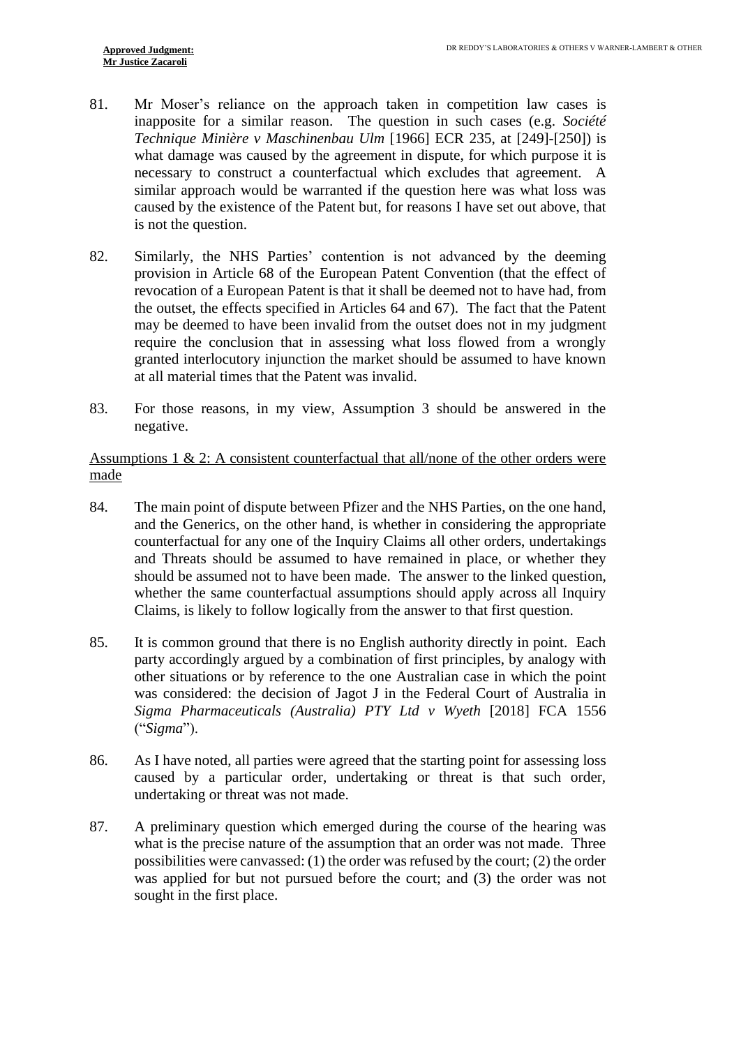81. Mr Moser's reliance on the approach taken in competition law cases is inapposite for a similar reason. The question in such cases (e.g. *Société Technique Minière v Maschinenbau Ulm* [1966] ECR 235, at [249]-[250]) is what damage was caused by the agreement in dispute, for which purpose it is necessary to construct a counterfactual which excludes that agreement. A similar approach would be warranted if the question here was what loss was caused by the existence of the Patent but, for reasons I have set out above, that is not the question.

82. Similarly, the NHS Parties' contention is not advanced by the deeming provision in Article 68 of the European Patent Convention (that the effect of revocation of a European Patent is that it shall be deemed not to have had, from the outset, the effects specified in Articles 64 and 67). The fact that the Patent may be deemed to have been invalid from the outset does not in my judgment require the conclusion that in assessing what loss flowed from a wrongly granted interlocutory injunction the market should be assumed to have known at all material times that the Patent was invalid.

83. For those reasons, in my view, Assumption 3 should be answered in the negative.

<u>Assumptions 1 & 2: A consistent counterfactual that all/none of the other orders were made</u>

84. The main point of dispute between Pfizer and the NHS Parties, on the one hand, and the Generics, on the other hand, is whether in considering the appropriate counterfactual for any one of the Inquiry Claims all other orders, undertakings and Threats should be assumed to have remained in place, or whether they should be assumed not to have been made. The answer to the linked question, whether the same counterfactual assumptions should apply across all Inquiry Claims, is likely to follow logically from the answer to that first question.

85. It is common ground that there is no English authority directly in point. Each party accordingly argued by a combination of first principles, by analogy with other situations or by reference to the one Australian case in which the point was considered: the decision of Jagot J in the Federal Court of Australia in *Sigma Pharmaceuticals (Australia) PTY Ltd v Wyeth* [2018] FCA 1556 ("*Sigma*").

86. As I have noted, all parties were agreed that the starting point for assessing loss caused by a particular order, undertaking or threat is that such order, undertaking or threat was not made.

87. A preliminary question which emerged during the course of the hearing was what is the precise nature of the assumption that an order was not made. Three possibilities were canvassed: (1) the order was refused by the court; (2) the order was applied for but not pursued before the court; and (3) the order was not sought in the first place.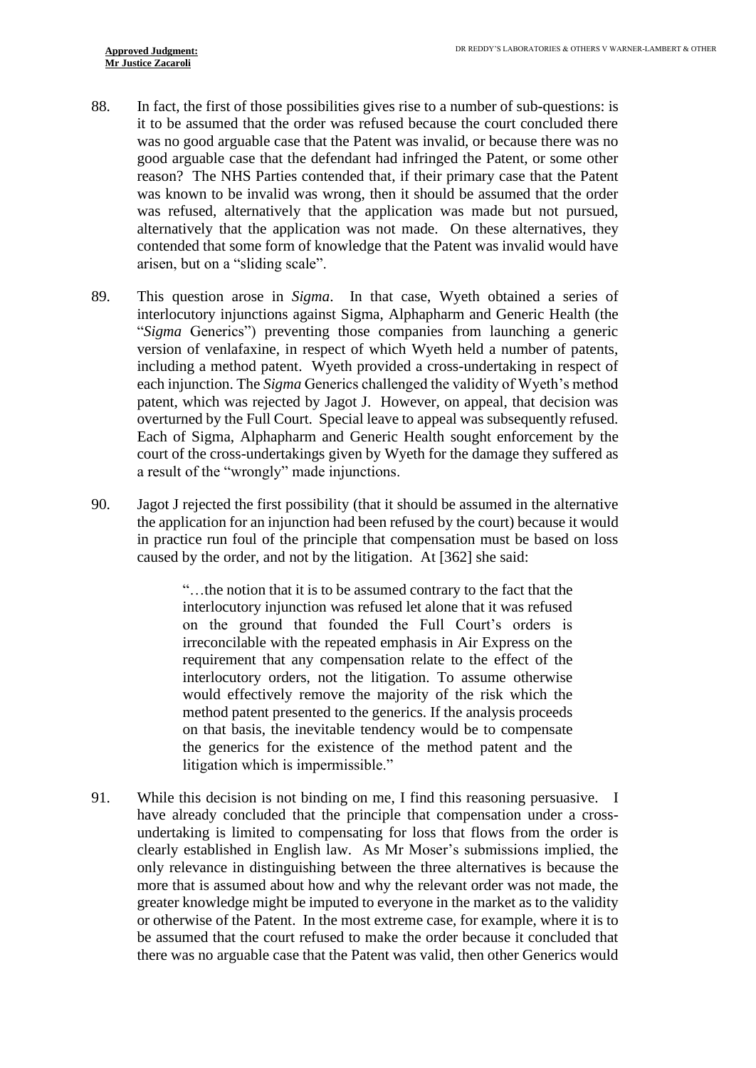88. In fact, the first of those possibilities gives rise to a number of sub-questions: is it to be assumed that the order was refused because the court concluded there was no good arguable case that the Patent was invalid, or because there was no good arguable case that the defendant had infringed the Patent, or some other reason? The NHS Parties contended that, if their primary case that the Patent was known to be invalid was wrong, then it should be assumed that the order was refused, alternatively that the application was made but not pursued, alternatively that the application was not made. On these alternatives, they contended that some form of knowledge that the Patent was invalid would have arisen, but on a "sliding scale".

89. This question arose in *Sigma*. In that case, Wyeth obtained a series of interlocutory injunctions against Sigma, Alphapharm and Generic Health (the "*Sigma* Generics") preventing those companies from launching a generic version of venlafaxine, in respect of which Wyeth held a number of patents, including a method patent. Wyeth provided a cross-undertaking in respect of each injunction. The *Sigma* Generics challenged the validity of Wyeth's method patent, which was rejected by Jagot J. However, on appeal, that decision was overturned by the Full Court. Special leave to appeal was subsequently refused. Each of Sigma, Alphapharm and Generic Health sought enforcement by the court of the cross-undertakings given by Wyeth for the damage they suffered as a result of the "wrongly" made injunctions.

90. Jagot J rejected the first possibility (that it should be assumed in the alternative the application for an injunction had been refused by the court) because it would in practice run foul of the principle that compensation must be based on loss caused by the order, and not by the litigation. At [362] she said:

> "…the notion that it is to be assumed contrary to the fact that the interlocutory injunction was refused let alone that it was refused on the ground that founded the Full Court's orders is irreconcilable with the repeated emphasis in Air Express on the requirement that any compensation relate to the effect of the interlocutory orders, not the litigation. To assume otherwise would effectively remove the majority of the risk which the method patent presented to the generics. If the analysis proceeds on that basis, the inevitable tendency would be to compensate the generics for the existence of the method patent and the litigation which is impermissible."

91. While this decision is not binding on me, I find this reasoning persuasive. I have already concluded that the principle that compensation under a cross-undertaking is limited to compensating for loss that flows from the order is clearly established in English law. As Mr Moser's submissions implied, the only relevance in distinguishing between the three alternatives is because the more that is assumed about how and why the relevant order was not made, the greater knowledge might be imputed to everyone in the market as to the validity or otherwise of the Patent. In the most extreme case, for example, where it is to be assumed that the court refused to make the order because it concluded that there was no arguable case that the Patent was valid, then other Generics would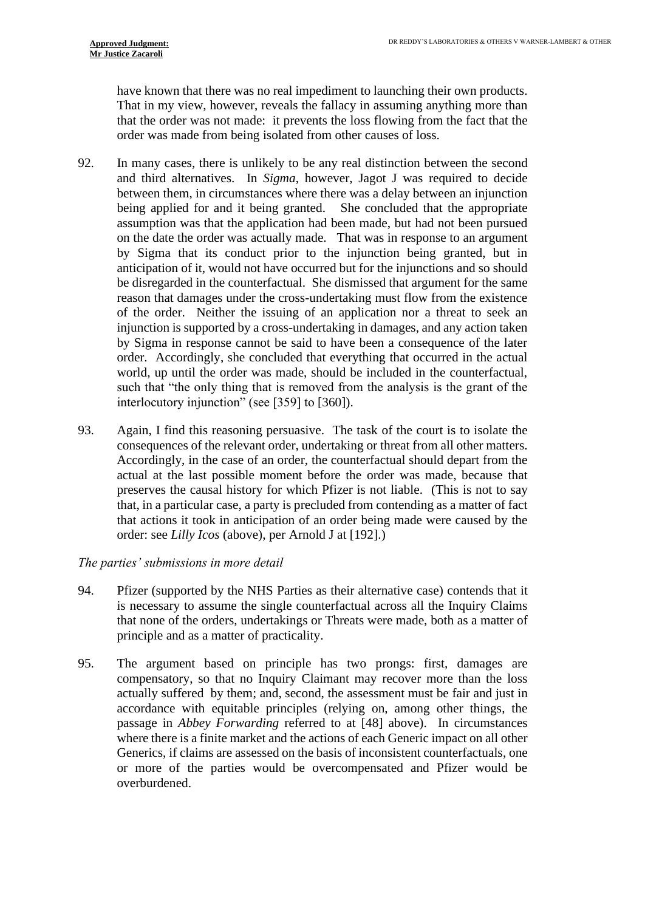have known that there was no real impediment to launching their own products. That in my view, however, reveals the fallacy in assuming anything more than that the order was not made: it prevents the loss flowing from the fact that the order was made from being isolated from other causes of loss.

92. In many cases, there is unlikely to be any real distinction between the second and third alternatives. In *Sigma*, however, Jagot J was required to decide between them, in circumstances where there was a delay between an injunction being applied for and it being granted. She concluded that the appropriate assumption was that the application had been made, but had not been pursued on the date the order was actually made. That was in response to an argument by Sigma that its conduct prior to the injunction being granted, but in anticipation of it, would not have occurred but for the injunctions and so should be disregarded in the counterfactual. She dismissed that argument for the same reason that damages under the cross-undertaking must flow from the existence of the order. Neither the issuing of an application nor a threat to seek an injunction is supported by a cross-undertaking in damages, and any action taken by Sigma in response cannot be said to have been a consequence of the later order. Accordingly, she concluded that everything that occurred in the actual world, up until the order was made, should be included in the counterfactual, such that "the only thing that is removed from the analysis is the grant of the interlocutory injunction" (see [359] to [360]).

93. Again, I find this reasoning persuasive. The task of the court is to isolate the consequences of the relevant order, undertaking or threat from all other matters. Accordingly, in the case of an order, the counterfactual should depart from the actual at the last possible moment before the order was made, because that preserves the causal history for which Pfizer is not liable. (This is not to say that, in a particular case, a party is precluded from contending as a matter of fact that actions it took in anticipation of an order being made were caused by the order: see *Lilly Icos* (above), per Arnold J at [192].)

*The parties' submissions in more detail*

94. Pfizer (supported by the NHS Parties as their alternative case) contends that it is necessary to assume the single counterfactual across all the Inquiry Claims that none of the orders, undertakings or Threats were made, both as a matter of principle and as a matter of practicality.

95. The argument based on principle has two prongs: first, damages are compensatory, so that no Inquiry Claimant may recover more than the loss actually suffered by them; and, second, the assessment must be fair and just in accordance with equitable principles (relying on, among other things, the passage in *Abbey Forwarding* referred to at [48] above). In circumstances where there is a finite market and the actions of each Generic impact on all other Generics, if claims are assessed on the basis of inconsistent counterfactuals, one or more of the parties would be overcompensated and Pfizer would be overburdened.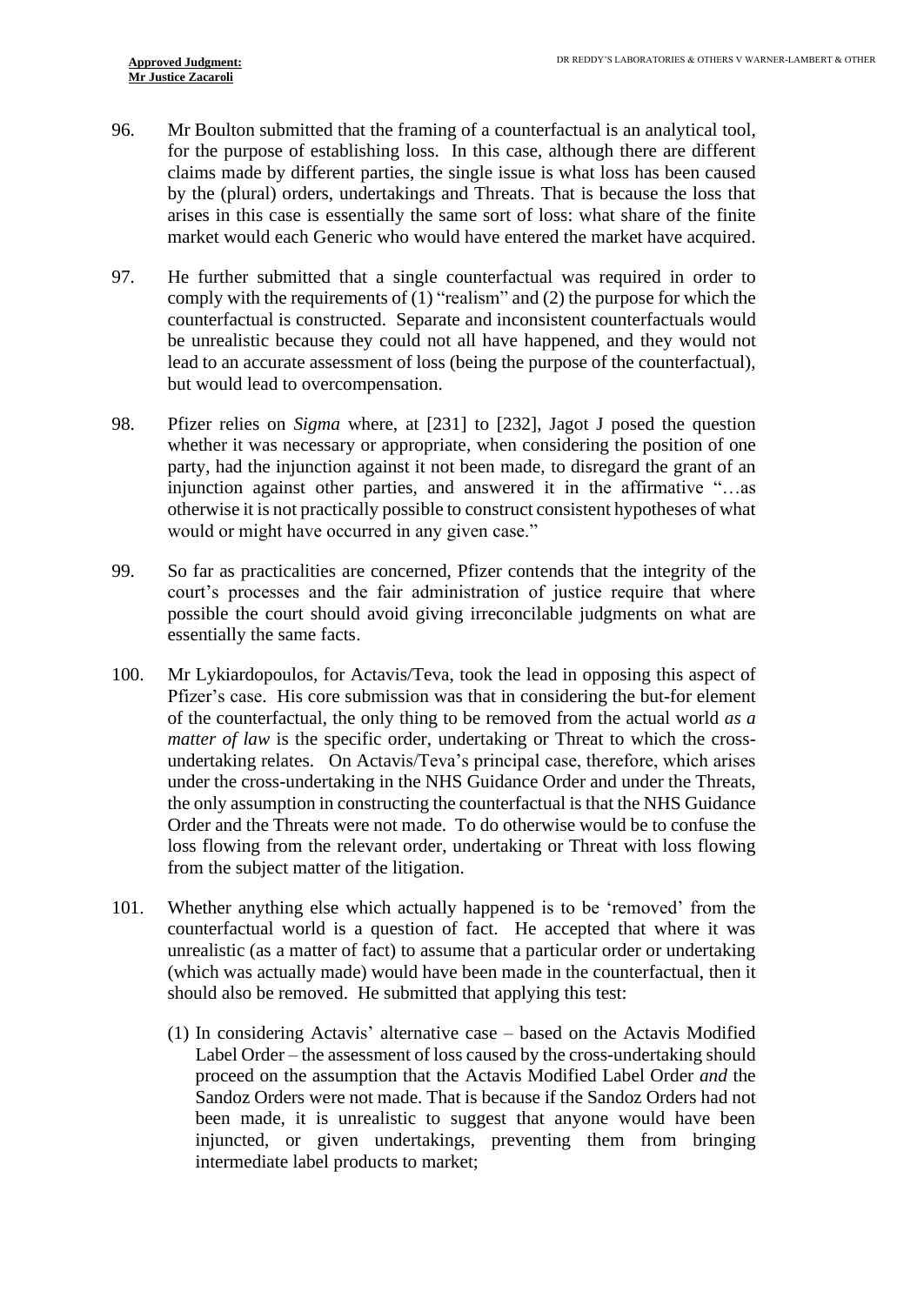96. Mr Boulton submitted that the framing of a counterfactual is an analytical tool, for the purpose of establishing loss. In this case, although there are different claims made by different parties, the single issue is what loss has been caused by the (plural) orders, undertakings and Threats. That is because the loss that arises in this case is essentially the same sort of loss: what share of the finite market would each Generic who would have entered the market have acquired.

97. He further submitted that a single counterfactual was required in order to comply with the requirements of (1) "realism" and (2) the purpose for which the counterfactual is constructed. Separate and inconsistent counterfactuals would be unrealistic because they could not all have happened, and they would not lead to an accurate assessment of loss (being the purpose of the counterfactual), but would lead to overcompensation.

98. Pfizer relies on *Sigma* where, at [231] to [232], Jagot J posed the question whether it was necessary or appropriate, when considering the position of one party, had the injunction against it not been made, to disregard the grant of an injunction against other parties, and answered it in the affirmative "…as otherwise it is not practically possible to construct consistent hypotheses of what would or might have occurred in any given case."

99. So far as practicalities are concerned, Pfizer contends that the integrity of the court's processes and the fair administration of justice require that where possible the court should avoid giving irreconcilable judgments on what are essentially the same facts.

100. Mr Lykiardopoulos, for Actavis/Teva, took the lead in opposing this aspect of Pfizer's case. His core submission was that in considering the but-for element of the counterfactual, the only thing to be removed from the actual world *as a matter of law* is the specific order, undertaking or Threat to which the cross-undertaking relates. On Actavis/Teva's principal case, therefore, which arises under the cross-undertaking in the NHS Guidance Order and under the Threats, the only assumption in constructing the counterfactual is that the NHS Guidance Order and the Threats were not made. To do otherwise would be to confuse the loss flowing from the relevant order, undertaking or Threat with loss flowing from the subject matter of the litigation.

101. Whether anything else which actually happened is to be 'removed' from the counterfactual world is a question of fact. He accepted that where it was unrealistic (as a matter of fact) to assume that a particular order or undertaking (which was actually made) would have been made in the counterfactual, then it should also be removed. He submitted that applying this test:

    (1) In considering Actavis' alternative case – based on the Actavis Modified Label Order – the assessment of loss caused by the cross-undertaking should proceed on the assumption that the Actavis Modified Label Order *and* the Sandoz Orders were not made. That is because if the Sandoz Orders had not been made, it is unrealistic to suggest that anyone would have been injuncted, or given undertakings, preventing them from bringing intermediate label products to market;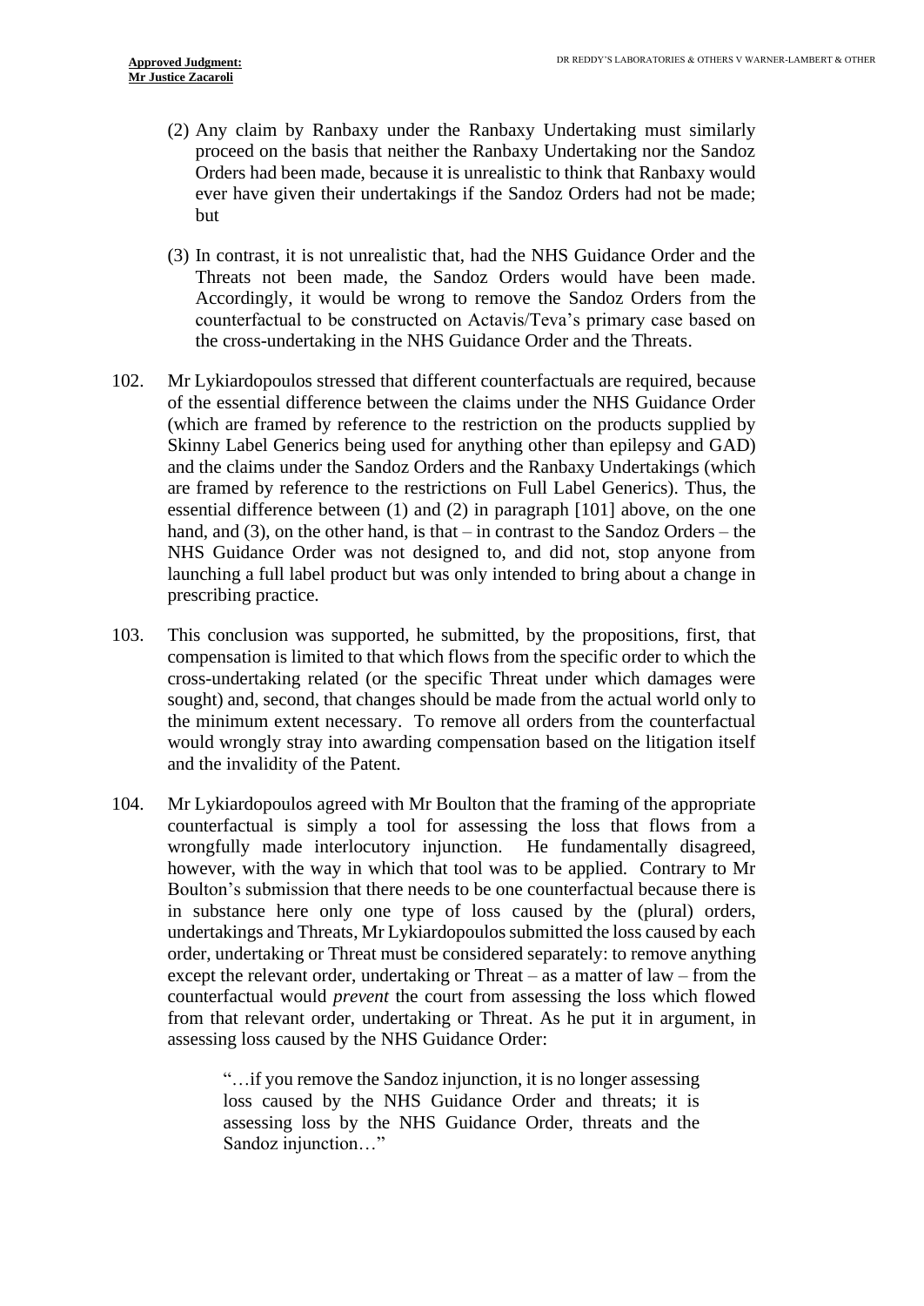(2) Any claim by Ranbaxy under the Ranbaxy Undertaking must similarly proceed on the basis that neither the Ranbaxy Undertaking nor the Sandoz Orders had been made, because it is unrealistic to think that Ranbaxy would ever have given their undertakings if the Sandoz Orders had not be made; but

(3) In contrast, it is not unrealistic that, had the NHS Guidance Order and the Threats not been made, the Sandoz Orders would have been made. Accordingly, it would be wrong to remove the Sandoz Orders from the counterfactual to be constructed on Actavis/Teva's primary case based on the cross-undertaking in the NHS Guidance Order and the Threats.

102. Mr Lykiardopoulos stressed that different counterfactuals are required, because of the essential difference between the claims under the NHS Guidance Order (which are framed by reference to the restriction on the products supplied by Skinny Label Generics being used for anything other than epilepsy and GAD) and the claims under the Sandoz Orders and the Ranbaxy Undertakings (which are framed by reference to the restrictions on Full Label Generics). Thus, the essential difference between (1) and (2) in paragraph [101] above, on the one hand, and (3), on the other hand, is that – in contrast to the Sandoz Orders – the NHS Guidance Order was not designed to, and did not, stop anyone from launching a full label product but was only intended to bring about a change in prescribing practice.

103. This conclusion was supported, he submitted, by the propositions, first, that compensation is limited to that which flows from the specific order to which the cross-undertaking related (or the specific Threat under which damages were sought) and, second, that changes should be made from the actual world only to the minimum extent necessary. To remove all orders from the counterfactual would wrongly stray into awarding compensation based on the litigation itself and the invalidity of the Patent.

104. Mr Lykiardopoulos agreed with Mr Boulton that the framing of the appropriate counterfactual is simply a tool for assessing the loss that flows from a wrongfully made interlocutory injunction. He fundamentally disagreed, however, with the way in which that tool was to be applied. Contrary to Mr Boulton's submission that there needs to be one counterfactual because there is in substance here only one type of loss caused by the (plural) orders, undertakings and Threats, Mr Lykiardopoulos submitted the loss caused by each order, undertaking or Threat must be considered separately: to remove anything except the relevant order, undertaking or Threat – as a matter of law – from the counterfactual would *prevent* the court from assessing the loss which flowed from that relevant order, undertaking or Threat. As he put it in argument, in assessing loss caused by the NHS Guidance Order:

> "…if you remove the Sandoz injunction, it is no longer assessing loss caused by the NHS Guidance Order and threats; it is assessing loss by the NHS Guidance Order, threats and the Sandoz injunction…"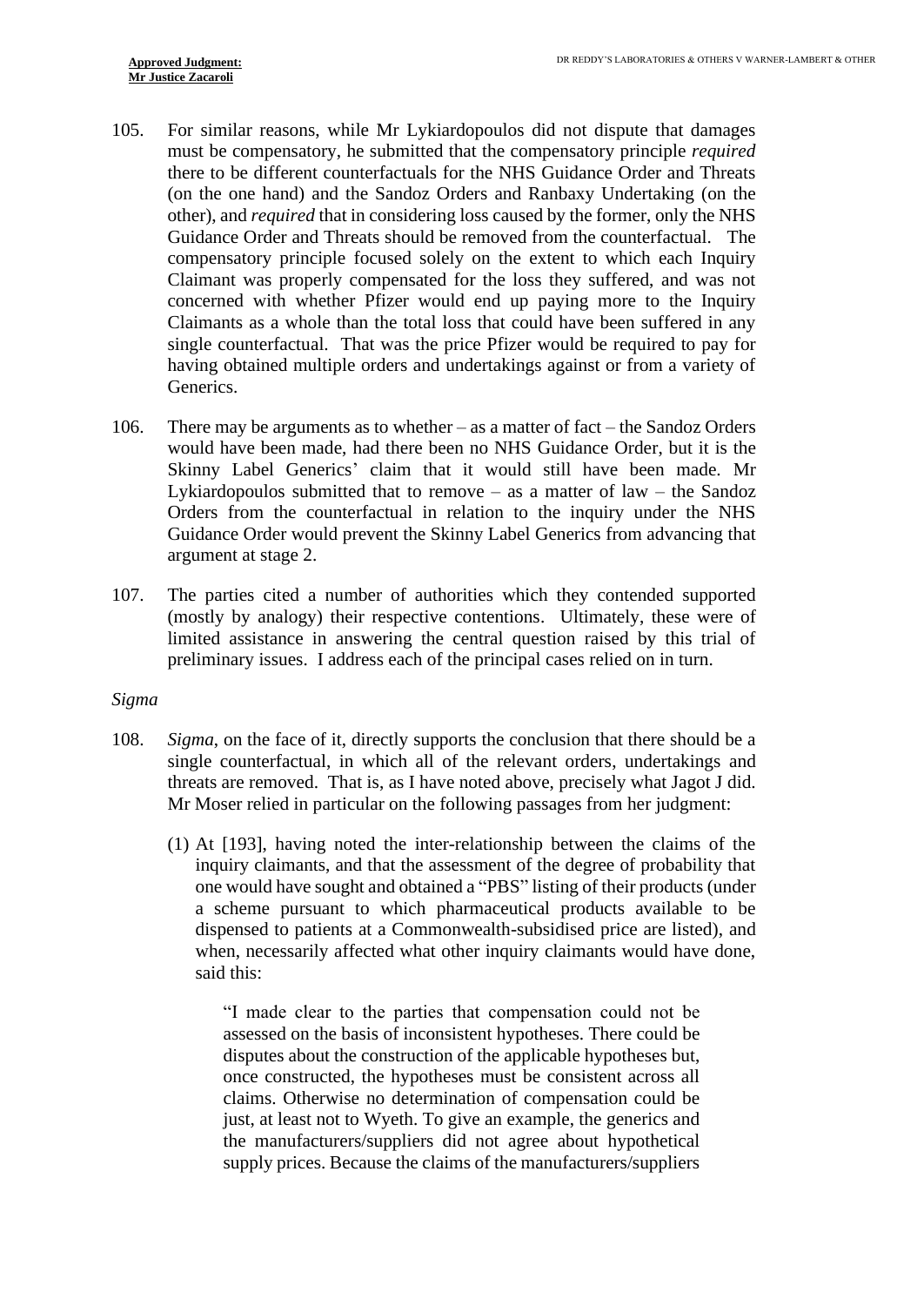105. For similar reasons, while Mr Lykiardopoulos did not dispute that damages must be compensatory, he submitted that the compensatory principle *required* there to be different counterfactuals for the NHS Guidance Order and Threats (on the one hand) and the Sandoz Orders and Ranbaxy Undertaking (on the other), and *required* that in considering loss caused by the former, only the NHS Guidance Order and Threats should be removed from the counterfactual. The compensatory principle focused solely on the extent to which each Inquiry Claimant was properly compensated for the loss they suffered, and was not concerned with whether Pfizer would end up paying more to the Inquiry Claimants as a whole than the total loss that could have been suffered in any single counterfactual. That was the price Pfizer would be required to pay for having obtained multiple orders and undertakings against or from a variety of Generics.

106. There may be arguments as to whether – as a matter of fact – the Sandoz Orders would have been made, had there been no NHS Guidance Order, but it is the Skinny Label Generics' claim that it would still have been made. Mr Lykiardopoulos submitted that to remove – as a matter of law – the Sandoz Orders from the counterfactual in relation to the inquiry under the NHS Guidance Order would prevent the Skinny Label Generics from advancing that argument at stage 2.

107. The parties cited a number of authorities which they contended supported (mostly by analogy) their respective contentions. Ultimately, these were of limited assistance in answering the central question raised by this trial of preliminary issues. I address each of the principal cases relied on in turn.

*Sigma*

108. *Sigma*, on the face of it, directly supports the conclusion that there should be a single counterfactual, in which all of the relevant orders, undertakings and threats are removed. That is, as I have noted above, precisely what Jagot J did. Mr Moser relied in particular on the following passages from her judgment:

(1) At [193], having noted the inter-relationship between the claims of the inquiry claimants, and that the assessment of the degree of probability that one would have sought and obtained a "PBS" listing of their products (under a scheme pursuant to which pharmaceutical products available to be dispensed to patients at a Commonwealth-subsidised price are listed), and when, necessarily affected what other inquiry claimants would have done, said this:

> "I made clear to the parties that compensation could not be assessed on the basis of inconsistent hypotheses. There could be disputes about the construction of the applicable hypotheses but, once constructed, the hypotheses must be consistent across all claims. Otherwise no determination of compensation could be just, at least not to Wyeth. To give an example, the generics and the manufacturers/suppliers did not agree about hypothetical supply prices. Because the claims of the manufacturers/suppliers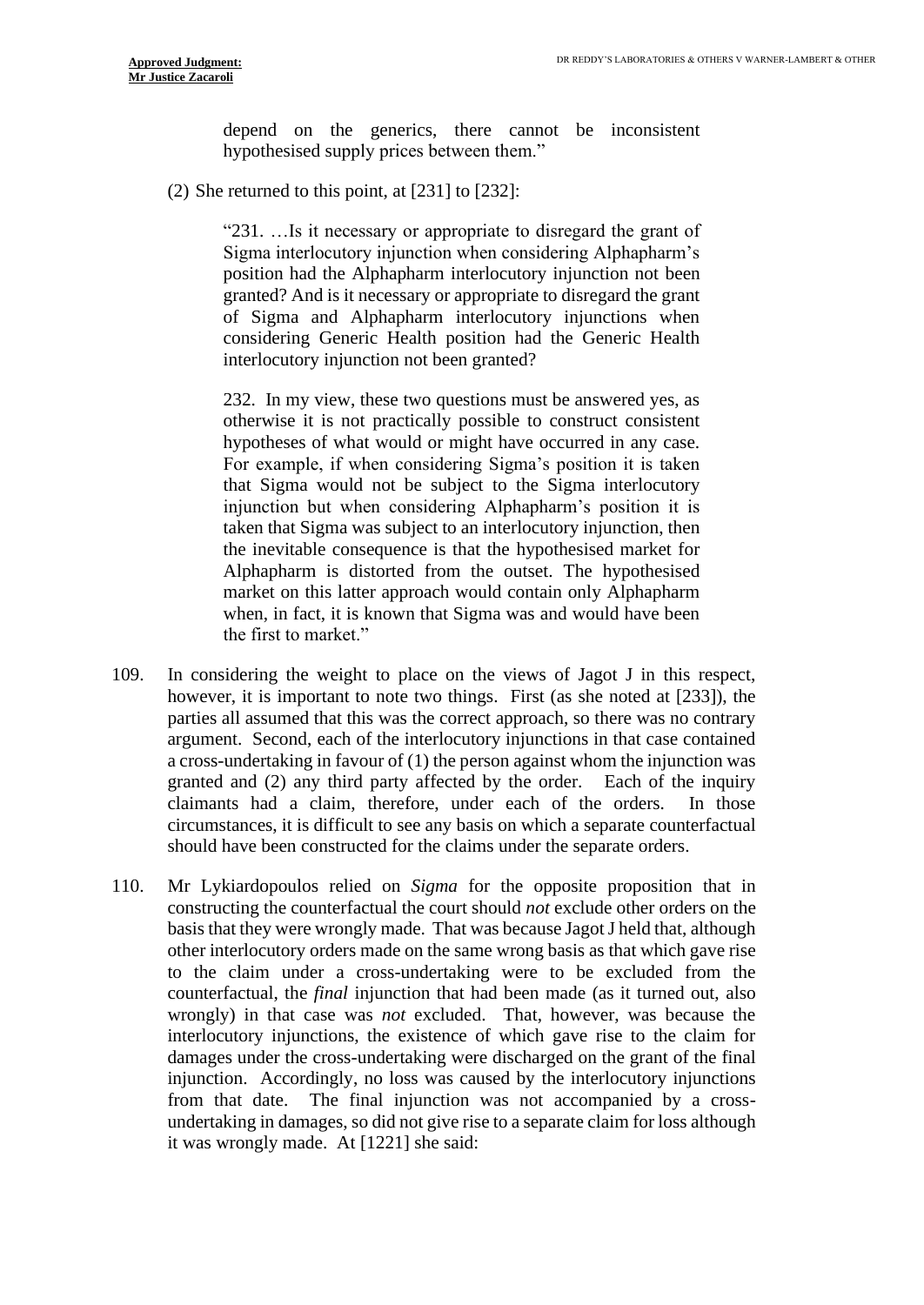depend on the generics, there cannot be inconsistent hypothesised supply prices between them."

(2) She returned to this point, at [231] to [232]:

> "231. …Is it necessary or appropriate to disregard the grant of Sigma interlocutory injunction when considering Alphapharm's position had the Alphapharm interlocutory injunction not been granted? And is it necessary or appropriate to disregard the grant of Sigma and Alphapharm interlocutory injunctions when considering Generic Health position had the Generic Health interlocutory injunction not been granted?
>
> 232. In my view, these two questions must be answered yes, as otherwise it is not practically possible to construct consistent hypotheses of what would or might have occurred in any case. For example, if when considering Sigma's position it is taken that Sigma would not be subject to the Sigma interlocutory injunction but when considering Alphapharm's position it is taken that Sigma was subject to an interlocutory injunction, then the inevitable consequence is that the hypothesised market for Alphapharm is distorted from the outset. The hypothesised market on this latter approach would contain only Alphapharm when, in fact, it is known that Sigma was and would have been the first to market."

109. In considering the weight to place on the views of Jagot J in this respect, however, it is important to note two things. First (as she noted at [233]), the parties all assumed that this was the correct approach, so there was no contrary argument. Second, each of the interlocutory injunctions in that case contained a cross-undertaking in favour of (1) the person against whom the injunction was granted and (2) any third party affected by the order. Each of the inquiry claimants had a claim, therefore, under each of the orders. In those circumstances, it is difficult to see any basis on which a separate counterfactual should have been constructed for the claims under the separate orders.

110. Mr Lykiardopoulos relied on *Sigma* for the opposite proposition that in constructing the counterfactual the court should *not* exclude other orders on the basis that they were wrongly made. That was because Jagot J held that, although other interlocutory orders made on the same wrong basis as that which gave rise to the claim under a cross-undertaking were to be excluded from the counterfactual, the *final* injunction that had been made (as it turned out, also wrongly) in that case was *not* excluded. That, however, was because the interlocutory injunctions, the existence of which gave rise to the claim for damages under the cross-undertaking were discharged on the grant of the final injunction. Accordingly, no loss was caused by the interlocutory injunctions from that date. The final injunction was not accompanied by a cross-undertaking in damages, so did not give rise to a separate claim for loss although it was wrongly made. At [1221] she said: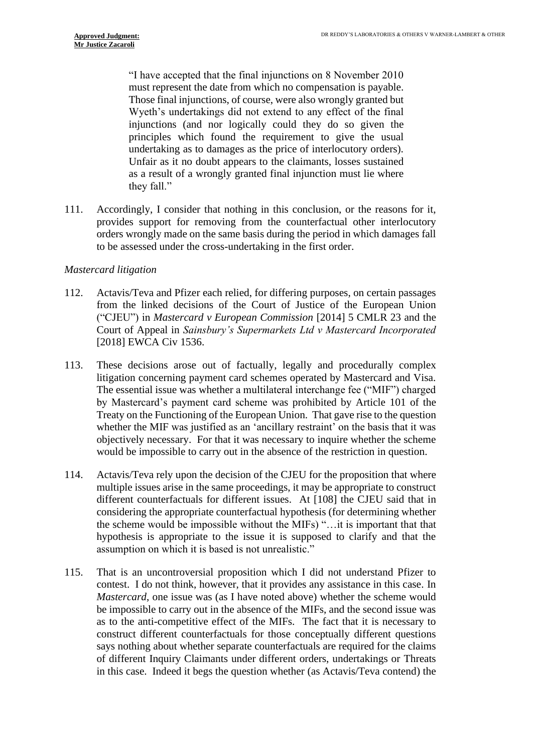> "I have accepted that the final injunctions on 8 November 2010 must represent the date from which no compensation is payable. Those final injunctions, of course, were also wrongly granted but Wyeth's undertakings did not extend to any effect of the final injunctions (and nor logically could they do so given the principles which found the requirement to give the usual undertaking as to damages as the price of interlocutory orders). Unfair as it no doubt appears to the claimants, losses sustained as a result of a wrongly granted final injunction must lie where they fall."

111. Accordingly, I consider that nothing in this conclusion, or the reasons for it, provides support for removing from the counterfactual other interlocutory orders wrongly made on the same basis during the period in which damages fall to be assessed under the cross-undertaking in the first order.

*Mastercard litigation*

112. Actavis/Teva and Pfizer each relied, for differing purposes, on certain passages from the linked decisions of the Court of Justice of the European Union ("CJEU") in *Mastercard v European Commission* [2014] 5 CMLR 23 and the Court of Appeal in *Sainsbury's Supermarkets Ltd v Mastercard Incorporated* [2018] EWCA Civ 1536.

113. These decisions arose out of factually, legally and procedurally complex litigation concerning payment card schemes operated by Mastercard and Visa. The essential issue was whether a multilateral interchange fee ("MIF") charged by Mastercard's payment card scheme was prohibited by Article 101 of the Treaty on the Functioning of the European Union. That gave rise to the question whether the MIF was justified as an 'ancillary restraint' on the basis that it was objectively necessary. For that it was necessary to inquire whether the scheme would be impossible to carry out in the absence of the restriction in question.

114. Actavis/Teva rely upon the decision of the CJEU for the proposition that where multiple issues arise in the same proceedings, it may be appropriate to construct different counterfactuals for different issues. At [108] the CJEU said that in considering the appropriate counterfactual hypothesis (for determining whether the scheme would be impossible without the MIFs) "…it is important that that hypothesis is appropriate to the issue it is supposed to clarify and that the assumption on which it is based is not unrealistic."

115. That is an uncontroversial proposition which I did not understand Pfizer to contest. I do not think, however, that it provides any assistance in this case. In *Mastercard*, one issue was (as I have noted above) whether the scheme would be impossible to carry out in the absence of the MIFs, and the second issue was as to the anti-competitive effect of the MIFs. The fact that it is necessary to construct different counterfactuals for those conceptually different questions says nothing about whether separate counterfactuals are required for the claims of different Inquiry Claimants under different orders, undertakings or Threats in this case. Indeed it begs the question whether (as Actavis/Teva contend) the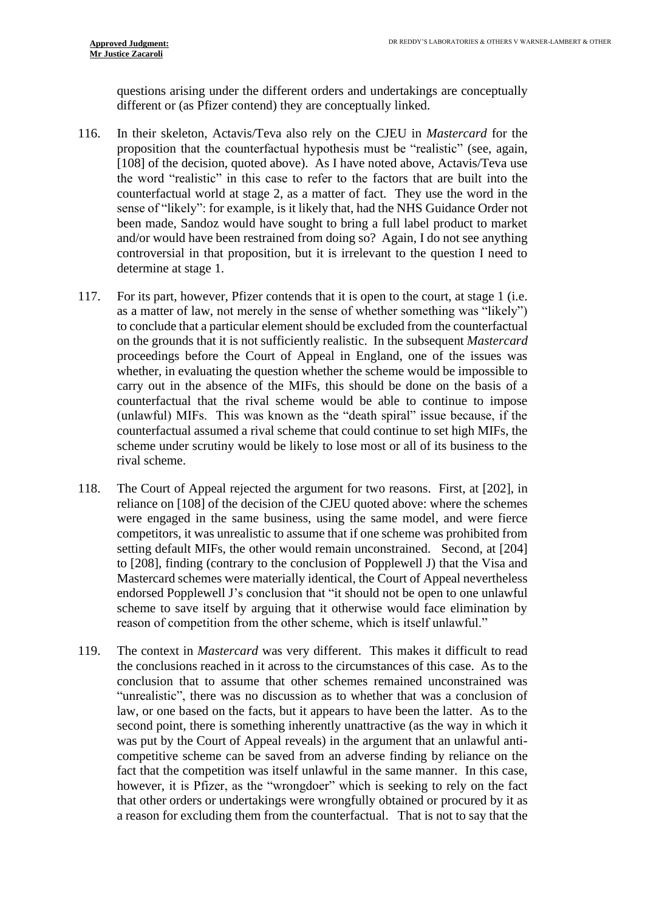questions arising under the different orders and undertakings are conceptually different or (as Pfizer contend) they are conceptually linked.

116. In their skeleton, Actavis/Teva also rely on the CJEU in *Mastercard* for the proposition that the counterfactual hypothesis must be "realistic" (see, again, [108] of the decision, quoted above). As I have noted above, Actavis/Teva use the word "realistic" in this case to refer to the factors that are built into the counterfactual world at stage 2, as a matter of fact. They use the word in the sense of "likely": for example, is it likely that, had the NHS Guidance Order not been made, Sandoz would have sought to bring a full label product to market and/or would have been restrained from doing so? Again, I do not see anything controversial in that proposition, but it is irrelevant to the question I need to determine at stage 1.

117. For its part, however, Pfizer contends that it is open to the court, at stage 1 (i.e. as a matter of law, not merely in the sense of whether something was "likely") to conclude that a particular element should be excluded from the counterfactual on the grounds that it is not sufficiently realistic. In the subsequent *Mastercard* proceedings before the Court of Appeal in England, one of the issues was whether, in evaluating the question whether the scheme would be impossible to carry out in the absence of the MIFs, this should be done on the basis of a counterfactual that the rival scheme would be able to continue to impose (unlawful) MIFs. This was known as the "death spiral" issue because, if the counterfactual assumed a rival scheme that could continue to set high MIFs, the scheme under scrutiny would be likely to lose most or all of its business to the rival scheme.

118. The Court of Appeal rejected the argument for two reasons. First, at [202], in reliance on [108] of the decision of the CJEU quoted above: where the schemes were engaged in the same business, using the same model, and were fierce competitors, it was unrealistic to assume that if one scheme was prohibited from setting default MIFs, the other would remain unconstrained. Second, at [204] to [208], finding (contrary to the conclusion of Popplewell J) that the Visa and Mastercard schemes were materially identical, the Court of Appeal nevertheless endorsed Popplewell J's conclusion that "it should not be open to one unlawful scheme to save itself by arguing that it otherwise would face elimination by reason of competition from the other scheme, which is itself unlawful."

119. The context in *Mastercard* was very different. This makes it difficult to read the conclusions reached in it across to the circumstances of this case. As to the conclusion that to assume that other schemes remained unconstrained was "unrealistic", there was no discussion as to whether that was a conclusion of law, or one based on the facts, but it appears to have been the latter. As to the second point, there is something inherently unattractive (as the way in which it was put by the Court of Appeal reveals) in the argument that an unlawful anti-competitive scheme can be saved from an adverse finding by reliance on the fact that the competition was itself unlawful in the same manner. In this case, however, it is Pfizer, as the "wrongdoer" which is seeking to rely on the fact that other orders or undertakings were wrongfully obtained or procured by it as a reason for excluding them from the counterfactual. That is not to say that the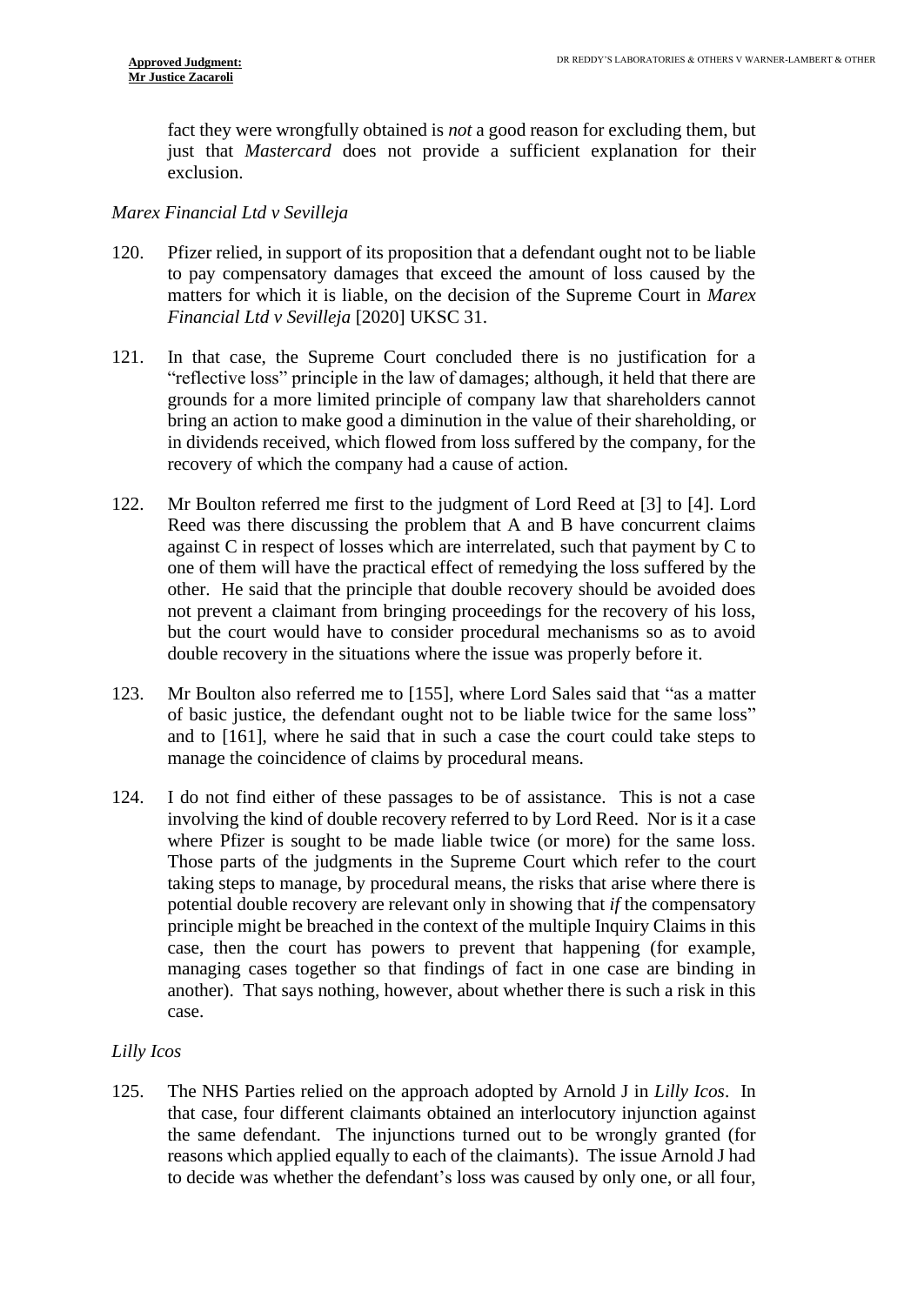fact they were wrongfully obtained is *not* a good reason for excluding them, but just that *Mastercard* does not provide a sufficient explanation for their exclusion.

*Marex Financial Ltd v Sevilleja*

120. Pfizer relied, in support of its proposition that a defendant ought not to be liable to pay compensatory damages that exceed the amount of loss caused by the matters for which it is liable, on the decision of the Supreme Court in *Marex Financial Ltd v Sevilleja* [2020] UKSC 31.

121. In that case, the Supreme Court concluded there is no justification for a "reflective loss" principle in the law of damages; although, it held that there are grounds for a more limited principle of company law that shareholders cannot bring an action to make good a diminution in the value of their shareholding, or in dividends received, which flowed from loss suffered by the company, for the recovery of which the company had a cause of action.

122. Mr Boulton referred me first to the judgment of Lord Reed at [3] to [4]. Lord Reed was there discussing the problem that A and B have concurrent claims against C in respect of losses which are interrelated, such that payment by C to one of them will have the practical effect of remedying the loss suffered by the other. He said that the principle that double recovery should be avoided does not prevent a claimant from bringing proceedings for the recovery of his loss, but the court would have to consider procedural mechanisms so as to avoid double recovery in the situations where the issue was properly before it.

123. Mr Boulton also referred me to [155], where Lord Sales said that "as a matter of basic justice, the defendant ought not to be liable twice for the same loss" and to [161], where he said that in such a case the court could take steps to manage the coincidence of claims by procedural means.

124. I do not find either of these passages to be of assistance. This is not a case involving the kind of double recovery referred to by Lord Reed. Nor is it a case where Pfizer is sought to be made liable twice (or more) for the same loss. Those parts of the judgments in the Supreme Court which refer to the court taking steps to manage, by procedural means, the risks that arise where there is potential double recovery are relevant only in showing that *if* the compensatory principle might be breached in the context of the multiple Inquiry Claims in this case, then the court has powers to prevent that happening (for example, managing cases together so that findings of fact in one case are binding in another). That says nothing, however, about whether there is such a risk in this case.

*Lilly Icos*

125. The NHS Parties relied on the approach adopted by Arnold J in *Lilly Icos*. In that case, four different claimants obtained an interlocutory injunction against the same defendant. The injunctions turned out to be wrongly granted (for reasons which applied equally to each of the claimants). The issue Arnold J had to decide was whether the defendant's loss was caused by only one, or all four,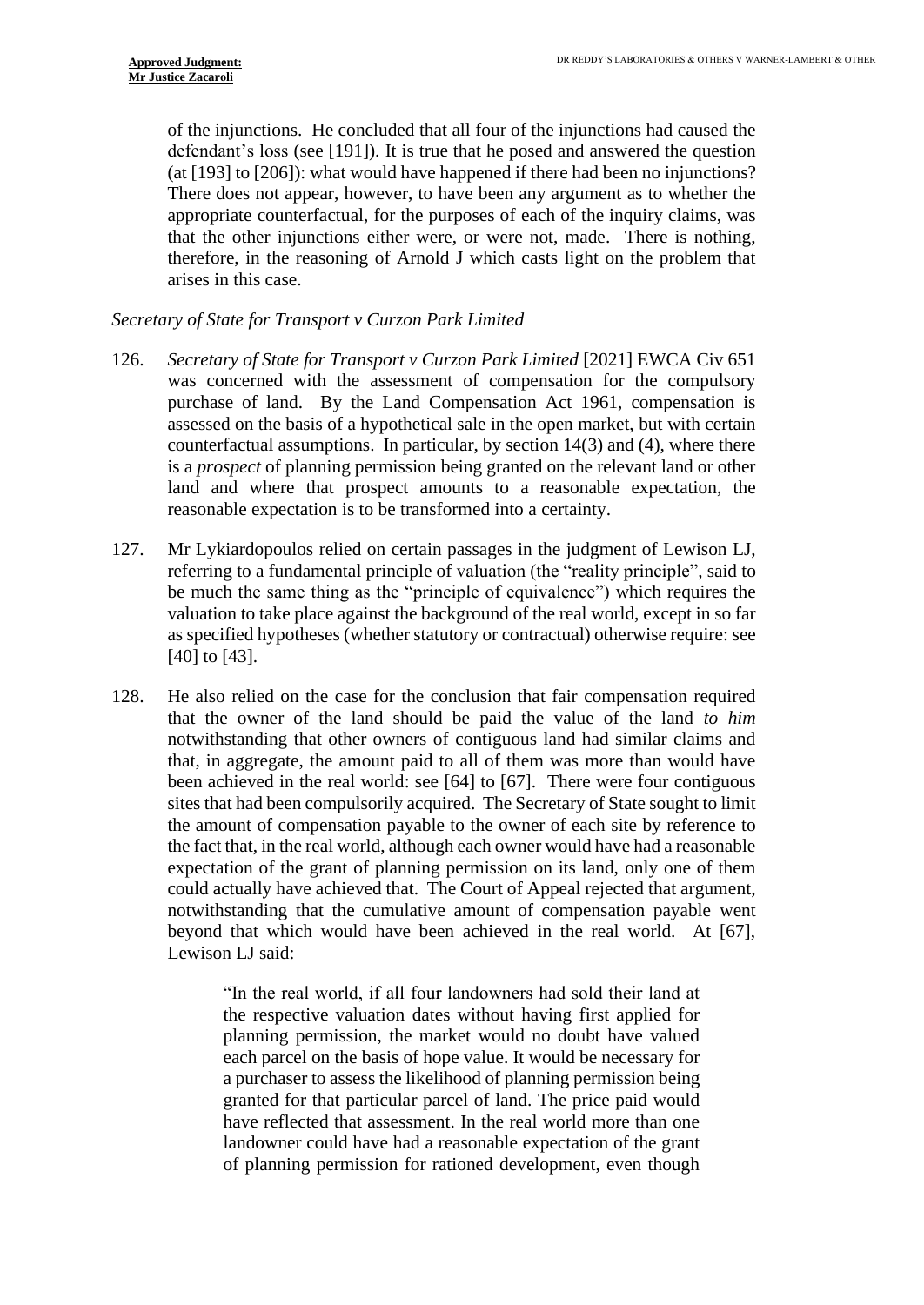of the injunctions. He concluded that all four of the injunctions had caused the defendant's loss (see [191]). It is true that he posed and answered the question (at [193] to [206]): what would have happened if there had been no injunctions? There does not appear, however, to have been any argument as to whether the appropriate counterfactual, for the purposes of each of the inquiry claims, was that the other injunctions either were, or were not, made. There is nothing, therefore, in the reasoning of Arnold J which casts light on the problem that arises in this case.

*Secretary of State for Transport v Curzon Park Limited*

126. *Secretary of State for Transport v Curzon Park Limited* [2021] EWCA Civ 651 was concerned with the assessment of compensation for the compulsory purchase of land. By the Land Compensation Act 1961, compensation is assessed on the basis of a hypothetical sale in the open market, but with certain counterfactual assumptions. In particular, by section 14(3) and (4), where there is a *prospect* of planning permission being granted on the relevant land or other land and where that prospect amounts to a reasonable expectation, the reasonable expectation is to be transformed into a certainty.

127. Mr Lykiardopoulos relied on certain passages in the judgment of Lewison LJ, referring to a fundamental principle of valuation (the "reality principle", said to be much the same thing as the "principle of equivalence") which requires the valuation to take place against the background of the real world, except in so far as specified hypotheses (whether statutory or contractual) otherwise require: see [40] to [43].

128. He also relied on the case for the conclusion that fair compensation required that the owner of the land should be paid the value of the land *to him* notwithstanding that other owners of contiguous land had similar claims and that, in aggregate, the amount paid to all of them was more than would have been achieved in the real world: see [64] to [67]. There were four contiguous sites that had been compulsorily acquired. The Secretary of State sought to limit the amount of compensation payable to the owner of each site by reference to the fact that, in the real world, although each owner would have had a reasonable expectation of the grant of planning permission on its land, only one of them could actually have achieved that. The Court of Appeal rejected that argument, notwithstanding that the cumulative amount of compensation payable went beyond that which would have been achieved in the real world. At [67], Lewison LJ said:

> "In the real world, if all four landowners had sold their land at the respective valuation dates without having first applied for planning permission, the market would no doubt have valued each parcel on the basis of hope value. It would be necessary for a purchaser to assess the likelihood of planning permission being granted for that particular parcel of land. The price paid would have reflected that assessment. In the real world more than one landowner could have had a reasonable expectation of the grant of planning permission for rationed development, even though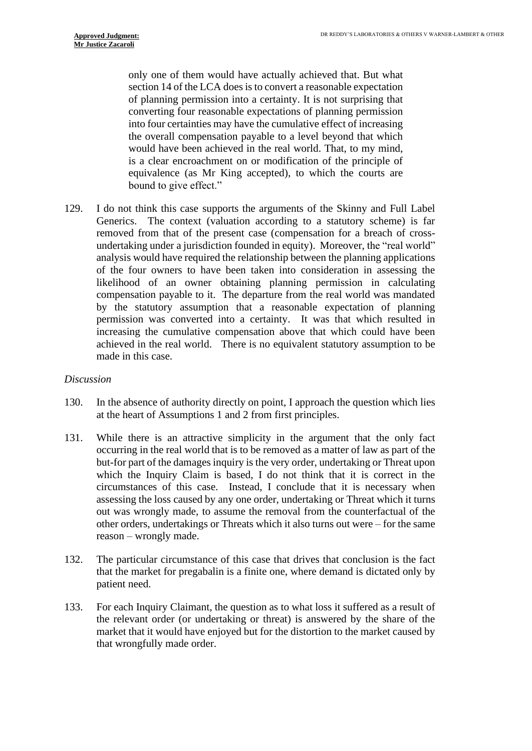only one of them would have actually achieved that. But what section 14 of the LCA does is to convert a reasonable expectation of planning permission into a certainty. It is not surprising that converting four reasonable expectations of planning permission into four certainties may have the cumulative effect of increasing the overall compensation payable to a level beyond that which would have been achieved in the real world. That, to my mind, is a clear encroachment on or modification of the principle of equivalence (as Mr King accepted), to which the courts are bound to give effect."

129. I do not think this case supports the arguments of the Skinny and Full Label Generics. The context (valuation according to a statutory scheme) is far removed from that of the present case (compensation for a breach of cross-undertaking under a jurisdiction founded in equity). Moreover, the "real world" analysis would have required the relationship between the planning applications of the four owners to have been taken into consideration in assessing the likelihood of an owner obtaining planning permission in calculating compensation payable to it. The departure from the real world was mandated by the statutory assumption that a reasonable expectation of planning permission was converted into a certainty. It was that which resulted in increasing the cumulative compensation above that which could have been achieved in the real world. There is no equivalent statutory assumption to be made in this case.

*Discussion*

130. In the absence of authority directly on point, I approach the question which lies at the heart of Assumptions 1 and 2 from first principles.

131. While there is an attractive simplicity in the argument that the only fact occurring in the real world that is to be removed as a matter of law as part of the but-for part of the damages inquiry is the very order, undertaking or Threat upon which the Inquiry Claim is based, I do not think that it is correct in the circumstances of this case. Instead, I conclude that it is necessary when assessing the loss caused by any one order, undertaking or Threat which it turns out was wrongly made, to assume the removal from the counterfactual of the other orders, undertakings or Threats which it also turns out were – for the same reason – wrongly made.

132. The particular circumstance of this case that drives that conclusion is the fact that the market for pregabalin is a finite one, where demand is dictated only by patient need.

133. For each Inquiry Claimant, the question as to what loss it suffered as a result of the relevant order (or undertaking or threat) is answered by the share of the market that it would have enjoyed but for the distortion to the market caused by that wrongfully made order.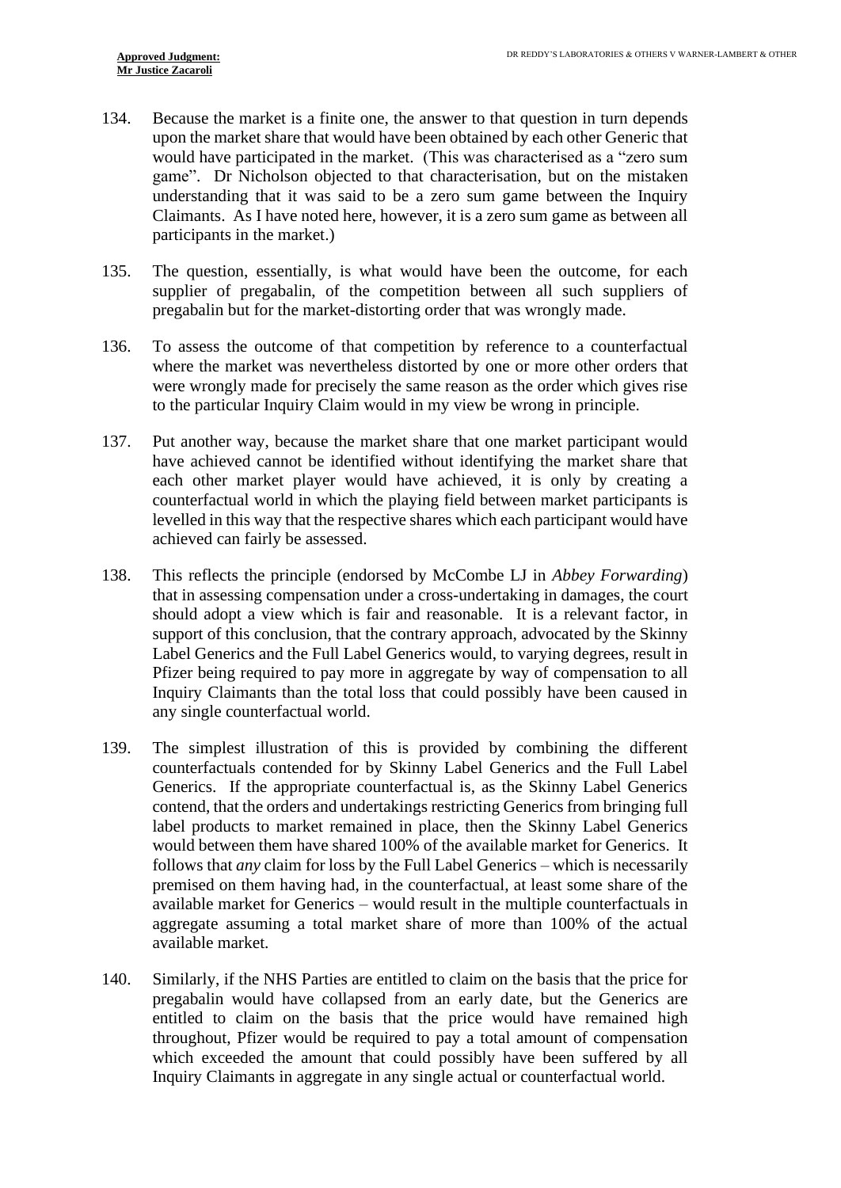134. Because the market is a finite one, the answer to that question in turn depends upon the market share that would have been obtained by each other Generic that would have participated in the market. (This was characterised as a "zero sum game". Dr Nicholson objected to that characterisation, but on the mistaken understanding that it was said to be a zero sum game between the Inquiry Claimants. As I have noted here, however, it is a zero sum game as between all participants in the market.)

135. The question, essentially, is what would have been the outcome, for each supplier of pregabalin, of the competition between all such suppliers of pregabalin but for the market-distorting order that was wrongly made.

136. To assess the outcome of that competition by reference to a counterfactual where the market was nevertheless distorted by one or more other orders that were wrongly made for precisely the same reason as the order which gives rise to the particular Inquiry Claim would in my view be wrong in principle.

137. Put another way, because the market share that one market participant would have achieved cannot be identified without identifying the market share that each other market player would have achieved, it is only by creating a counterfactual world in which the playing field between market participants is levelled in this way that the respective shares which each participant would have achieved can fairly be assessed.

138. This reflects the principle (endorsed by McCombe LJ in *Abbey Forwarding*) that in assessing compensation under a cross-undertaking in damages, the court should adopt a view which is fair and reasonable. It is a relevant factor, in support of this conclusion, that the contrary approach, advocated by the Skinny Label Generics and the Full Label Generics would, to varying degrees, result in Pfizer being required to pay more in aggregate by way of compensation to all Inquiry Claimants than the total loss that could possibly have been caused in any single counterfactual world.

139. The simplest illustration of this is provided by combining the different counterfactuals contended for by Skinny Label Generics and the Full Label Generics. If the appropriate counterfactual is, as the Skinny Label Generics contend, that the orders and undertakings restricting Generics from bringing full label products to market remained in place, then the Skinny Label Generics would between them have shared 100% of the available market for Generics. It follows that *any* claim for loss by the Full Label Generics – which is necessarily premised on them having had, in the counterfactual, at least some share of the available market for Generics – would result in the multiple counterfactuals in aggregate assuming a total market share of more than 100% of the actual available market.

140. Similarly, if the NHS Parties are entitled to claim on the basis that the price for pregabalin would have collapsed from an early date, but the Generics are entitled to claim on the basis that the price would have remained high throughout, Pfizer would be required to pay a total amount of compensation which exceeded the amount that could possibly have been suffered by all Inquiry Claimants in aggregate in any single actual or counterfactual world.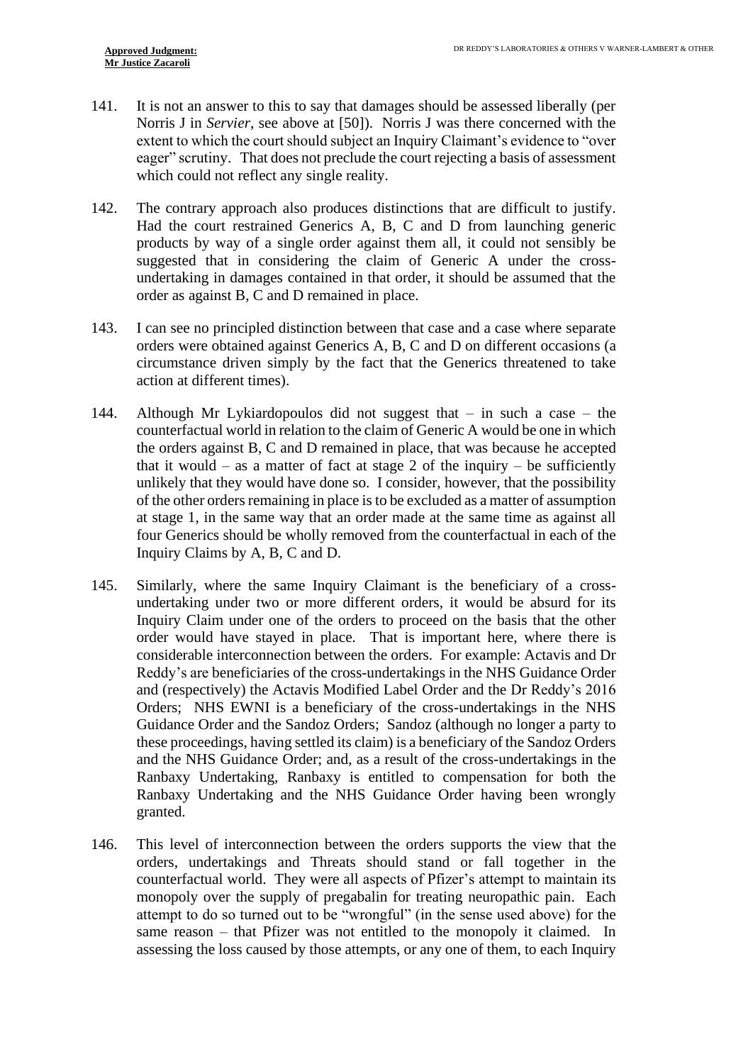141. It is not an answer to this to say that damages should be assessed liberally (per Norris J in *Servier*, see above at [50]). Norris J was there concerned with the extent to which the court should subject an Inquiry Claimant's evidence to "over eager" scrutiny. That does not preclude the court rejecting a basis of assessment which could not reflect any single reality.

142. The contrary approach also produces distinctions that are difficult to justify. Had the court restrained Generics A, B, C and D from launching generic products by way of a single order against them all, it could not sensibly be suggested that in considering the claim of Generic A under the cross-undertaking in damages contained in that order, it should be assumed that the order as against B, C and D remained in place.

143. I can see no principled distinction between that case and a case where separate orders were obtained against Generics A, B, C and D on different occasions (a circumstance driven simply by the fact that the Generics threatened to take action at different times).

144. Although Mr Lykiardopoulos did not suggest that – in such a case – the counterfactual world in relation to the claim of Generic A would be one in which the orders against B, C and D remained in place, that was because he accepted that it would – as a matter of fact at stage 2 of the inquiry – be sufficiently unlikely that they would have done so. I consider, however, that the possibility of the other orders remaining in place is to be excluded as a matter of assumption at stage 1, in the same way that an order made at the same time as against all four Generics should be wholly removed from the counterfactual in each of the Inquiry Claims by A, B, C and D.

145. Similarly, where the same Inquiry Claimant is the beneficiary of a cross-undertaking under two or more different orders, it would be absurd for its Inquiry Claim under one of the orders to proceed on the basis that the other order would have stayed in place. That is important here, where there is considerable interconnection between the orders. For example: Actavis and Dr Reddy's are beneficiaries of the cross-undertakings in the NHS Guidance Order and (respectively) the Actavis Modified Label Order and the Dr Reddy's 2016 Orders; NHS EWNI is a beneficiary of the cross-undertakings in the NHS Guidance Order and the Sandoz Orders; Sandoz (although no longer a party to these proceedings, having settled its claim) is a beneficiary of the Sandoz Orders and the NHS Guidance Order; and, as a result of the cross-undertakings in the Ranbaxy Undertaking, Ranbaxy is entitled to compensation for both the Ranbaxy Undertaking and the NHS Guidance Order having been wrongly granted.

146. This level of interconnection between the orders supports the view that the orders, undertakings and Threats should stand or fall together in the counterfactual world. They were all aspects of Pfizer's attempt to maintain its monopoly over the supply of pregabalin for treating neuropathic pain. Each attempt to do so turned out to be "wrongful" (in the sense used above) for the same reason – that Pfizer was not entitled to the monopoly it claimed. In assessing the loss caused by those attempts, or any one of them, to each Inquiry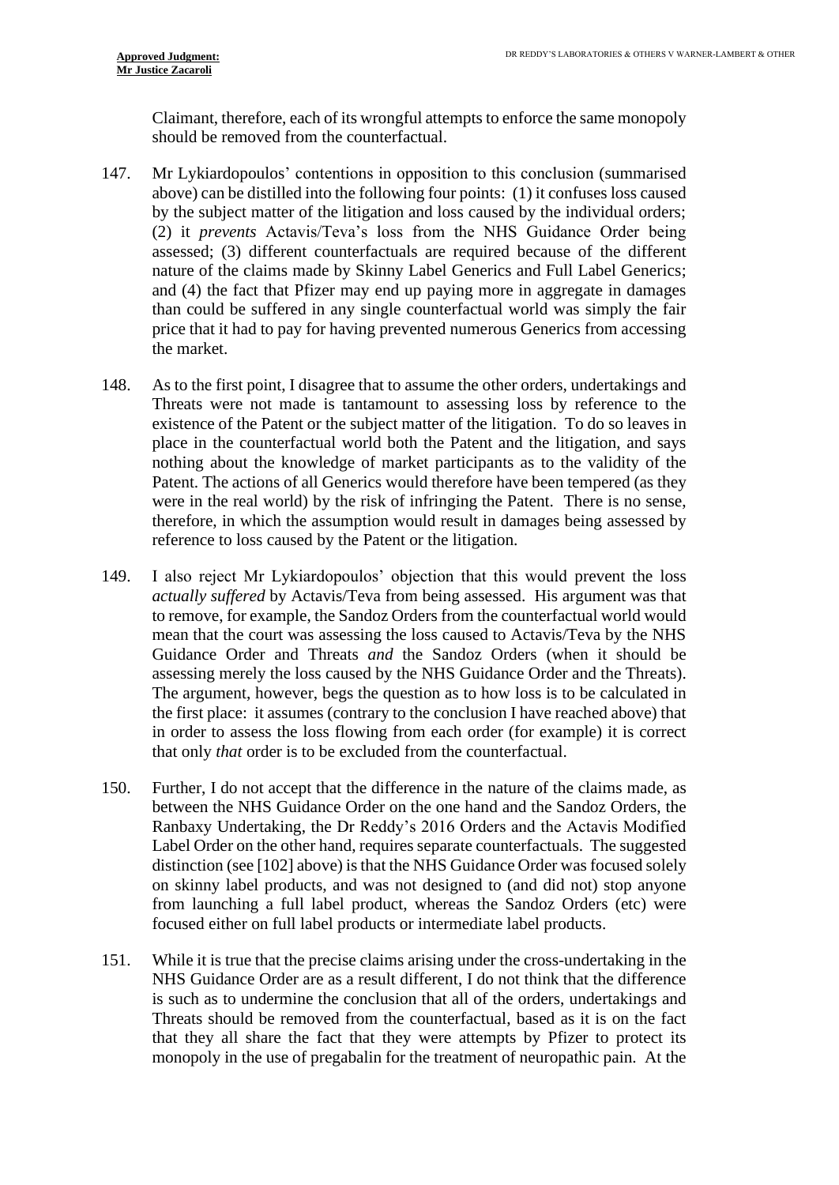Claimant, therefore, each of its wrongful attempts to enforce the same monopoly should be removed from the counterfactual.

147. Mr Lykiardopoulos' contentions in opposition to this conclusion (summarised above) can be distilled into the following four points: (1) it confuses loss caused by the subject matter of the litigation and loss caused by the individual orders; (2) it *prevents* Actavis/Teva's loss from the NHS Guidance Order being assessed; (3) different counterfactuals are required because of the different nature of the claims made by Skinny Label Generics and Full Label Generics; and (4) the fact that Pfizer may end up paying more in aggregate in damages than could be suffered in any single counterfactual world was simply the fair price that it had to pay for having prevented numerous Generics from accessing the market.

148. As to the first point, I disagree that to assume the other orders, undertakings and Threats were not made is tantamount to assessing loss by reference to the existence of the Patent or the subject matter of the litigation. To do so leaves in place in the counterfactual world both the Patent and the litigation, and says nothing about the knowledge of market participants as to the validity of the Patent. The actions of all Generics would therefore have been tempered (as they were in the real world) by the risk of infringing the Patent. There is no sense, therefore, in which the assumption would result in damages being assessed by reference to loss caused by the Patent or the litigation.

149. I also reject Mr Lykiardopoulos' objection that this would prevent the loss *actually suffered* by Actavis/Teva from being assessed. His argument was that to remove, for example, the Sandoz Orders from the counterfactual world would mean that the court was assessing the loss caused to Actavis/Teva by the NHS Guidance Order and Threats *and* the Sandoz Orders (when it should be assessing merely the loss caused by the NHS Guidance Order and the Threats). The argument, however, begs the question as to how loss is to be calculated in the first place: it assumes (contrary to the conclusion I have reached above) that in order to assess the loss flowing from each order (for example) it is correct that only *that* order is to be excluded from the counterfactual.

150. Further, I do not accept that the difference in the nature of the claims made, as between the NHS Guidance Order on the one hand and the Sandoz Orders, the Ranbaxy Undertaking, the Dr Reddy's 2016 Orders and the Actavis Modified Label Order on the other hand, requires separate counterfactuals. The suggested distinction (see [102] above) is that the NHS Guidance Order was focused solely on skinny label products, and was not designed to (and did not) stop anyone from launching a full label product, whereas the Sandoz Orders (etc) were focused either on full label products or intermediate label products.

151. While it is true that the precise claims arising under the cross-undertaking in the NHS Guidance Order are as a result different, I do not think that the difference is such as to undermine the conclusion that all of the orders, undertakings and Threats should be removed from the counterfactual, based as it is on the fact that they all share the fact that they were attempts by Pfizer to protect its monopoly in the use of pregabalin for the treatment of neuropathic pain. At the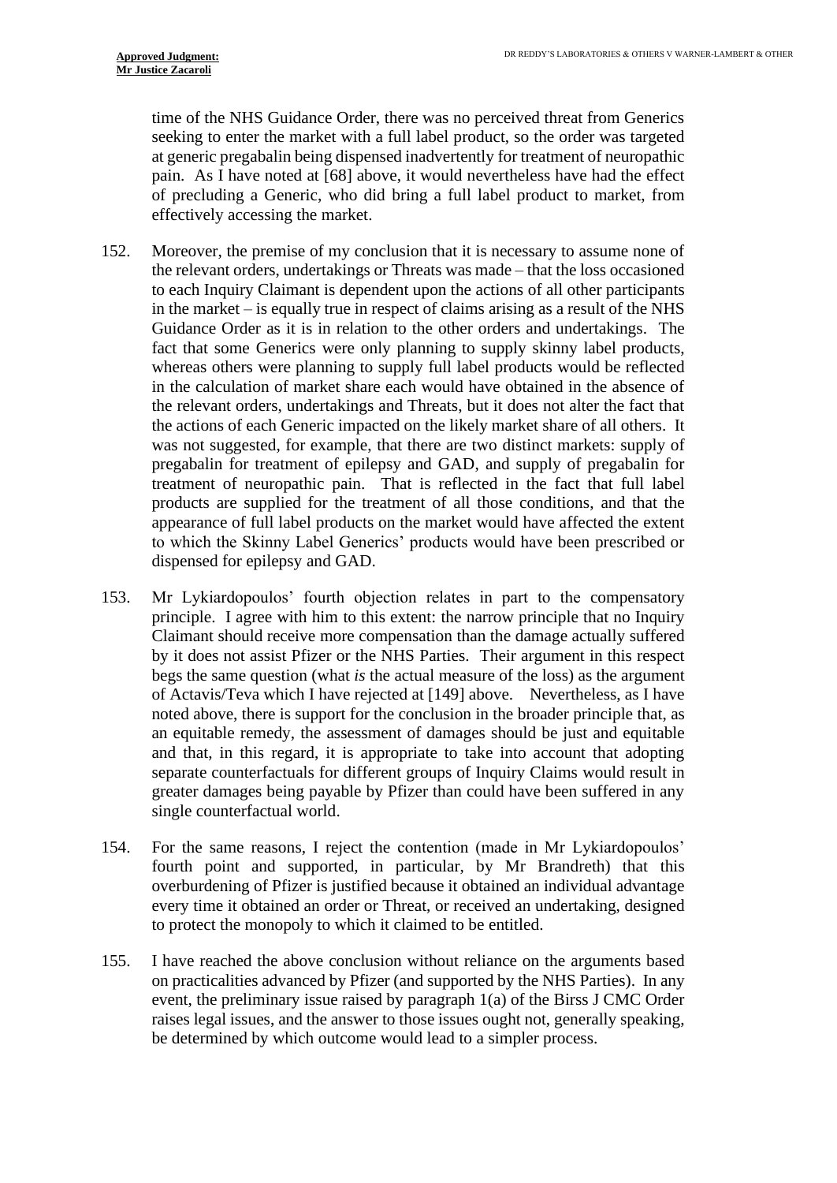time of the NHS Guidance Order, there was no perceived threat from Generics seeking to enter the market with a full label product, so the order was targeted at generic pregabalin being dispensed inadvertently for treatment of neuropathic pain. As I have noted at [68] above, it would nevertheless have had the effect of precluding a Generic, who did bring a full label product to market, from effectively accessing the market.

152. Moreover, the premise of my conclusion that it is necessary to assume none of the relevant orders, undertakings or Threats was made – that the loss occasioned to each Inquiry Claimant is dependent upon the actions of all other participants in the market – is equally true in respect of claims arising as a result of the NHS Guidance Order as it is in relation to the other orders and undertakings. The fact that some Generics were only planning to supply skinny label products, whereas others were planning to supply full label products would be reflected in the calculation of market share each would have obtained in the absence of the relevant orders, undertakings and Threats, but it does not alter the fact that the actions of each Generic impacted on the likely market share of all others. It was not suggested, for example, that there are two distinct markets: supply of pregabalin for treatment of epilepsy and GAD, and supply of pregabalin for treatment of neuropathic pain. That is reflected in the fact that full label products are supplied for the treatment of all those conditions, and that the appearance of full label products on the market would have affected the extent to which the Skinny Label Generics' products would have been prescribed or dispensed for epilepsy and GAD.

153. Mr Lykiardopoulos' fourth objection relates in part to the compensatory principle. I agree with him to this extent: the narrow principle that no Inquiry Claimant should receive more compensation than the damage actually suffered by it does not assist Pfizer or the NHS Parties. Their argument in this respect begs the same question (what *is* the actual measure of the loss) as the argument of Actavis/Teva which I have rejected at [149] above. Nevertheless, as I have noted above, there is support for the conclusion in the broader principle that, as an equitable remedy, the assessment of damages should be just and equitable and that, in this regard, it is appropriate to take into account that adopting separate counterfactuals for different groups of Inquiry Claims would result in greater damages being payable by Pfizer than could have been suffered in any single counterfactual world.

154. For the same reasons, I reject the contention (made in Mr Lykiardopoulos' fourth point and supported, in particular, by Mr Brandreth) that this overburdening of Pfizer is justified because it obtained an individual advantage every time it obtained an order or Threat, or received an undertaking, designed to protect the monopoly to which it claimed to be entitled.

155. I have reached the above conclusion without reliance on the arguments based on practicalities advanced by Pfizer (and supported by the NHS Parties). In any event, the preliminary issue raised by paragraph 1(a) of the Birss J CMC Order raises legal issues, and the answer to those issues ought not, generally speaking, be determined by which outcome would lead to a simpler process.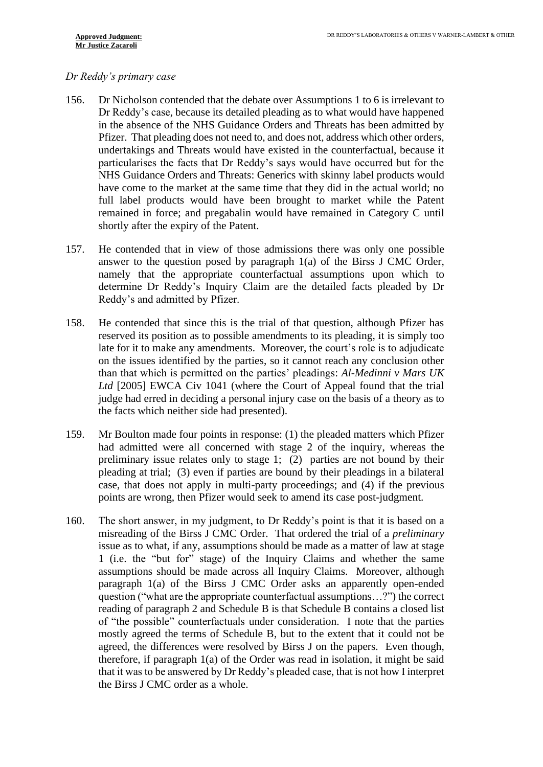*Dr Reddy's primary case*

156. Dr Nicholson contended that the debate over Assumptions 1 to 6 is irrelevant to Dr Reddy's case, because its detailed pleading as to what would have happened in the absence of the NHS Guidance Orders and Threats has been admitted by Pfizer. That pleading does not need to, and does not, address which other orders, undertakings and Threats would have existed in the counterfactual, because it particularises the facts that Dr Reddy's says would have occurred but for the NHS Guidance Orders and Threats: Generics with skinny label products would have come to the market at the same time that they did in the actual world; no full label products would have been brought to market while the Patent remained in force; and pregabalin would have remained in Category C until shortly after the expiry of the Patent.

157. He contended that in view of those admissions there was only one possible answer to the question posed by paragraph 1(a) of the Birss J CMC Order, namely that the appropriate counterfactual assumptions upon which to determine Dr Reddy's Inquiry Claim are the detailed facts pleaded by Dr Reddy's and admitted by Pfizer.

158. He contended that since this is the trial of that question, although Pfizer has reserved its position as to possible amendments to its pleading, it is simply too late for it to make any amendments. Moreover, the court's role is to adjudicate on the issues identified by the parties, so it cannot reach any conclusion other than that which is permitted on the parties' pleadings: *Al-Medinni v Mars UK Ltd* [2005] EWCA Civ 1041 (where the Court of Appeal found that the trial judge had erred in deciding a personal injury case on the basis of a theory as to the facts which neither side had presented).

159. Mr Boulton made four points in response: (1) the pleaded matters which Pfizer had admitted were all concerned with stage 2 of the inquiry, whereas the preliminary issue relates only to stage 1; (2) parties are not bound by their pleading at trial; (3) even if parties are bound by their pleadings in a bilateral case, that does not apply in multi-party proceedings; and (4) if the previous points are wrong, then Pfizer would seek to amend its case post-judgment.

160. The short answer, in my judgment, to Dr Reddy's point is that it is based on a misreading of the Birss J CMC Order. That ordered the trial of a *preliminary* issue as to what, if any, assumptions should be made as a matter of law at stage 1 (i.e. the "but for" stage) of the Inquiry Claims and whether the same assumptions should be made across all Inquiry Claims. Moreover, although paragraph 1(a) of the Birss J CMC Order asks an apparently open-ended question ("what are the appropriate counterfactual assumptions…?") the correct reading of paragraph 2 and Schedule B is that Schedule B contains a closed list of "the possible" counterfactuals under consideration. I note that the parties mostly agreed the terms of Schedule B, but to the extent that it could not be agreed, the differences were resolved by Birss J on the papers. Even though, therefore, if paragraph 1(a) of the Order was read in isolation, it might be said that it was to be answered by Dr Reddy's pleaded case, that is not how I interpret the Birss J CMC order as a whole.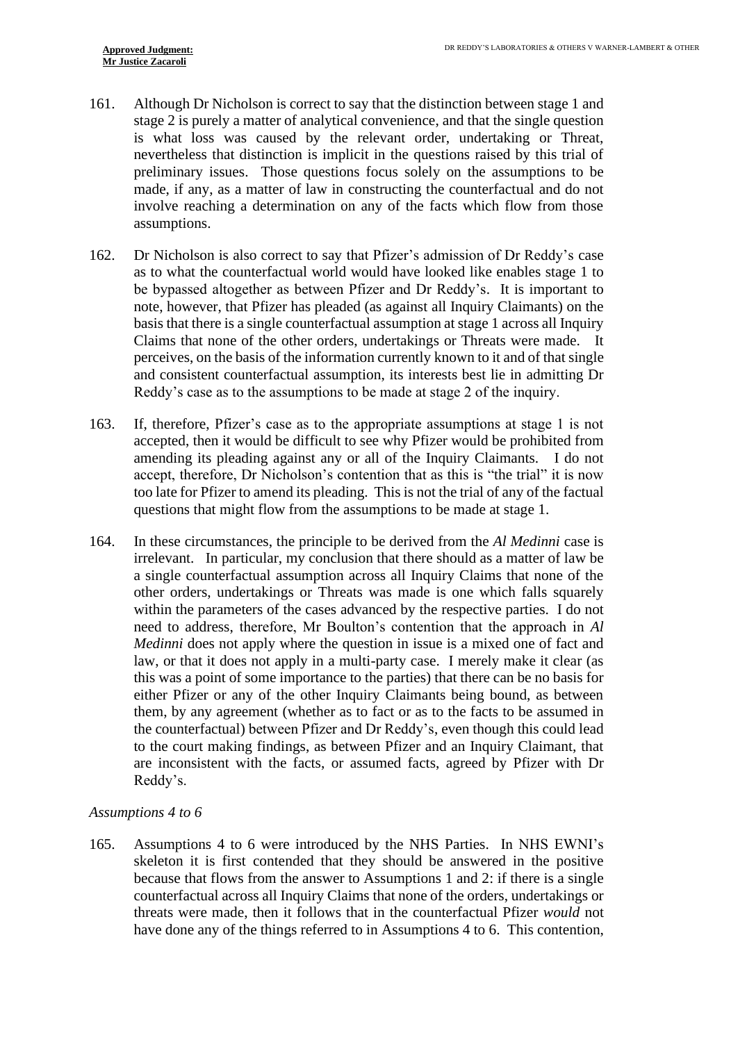161. Although Dr Nicholson is correct to say that the distinction between stage 1 and stage 2 is purely a matter of analytical convenience, and that the single question is what loss was caused by the relevant order, undertaking or Threat, nevertheless that distinction is implicit in the questions raised by this trial of preliminary issues. Those questions focus solely on the assumptions to be made, if any, as a matter of law in constructing the counterfactual and do not involve reaching a determination on any of the facts which flow from those assumptions.

162. Dr Nicholson is also correct to say that Pfizer's admission of Dr Reddy's case as to what the counterfactual world would have looked like enables stage 1 to be bypassed altogether as between Pfizer and Dr Reddy's. It is important to note, however, that Pfizer has pleaded (as against all Inquiry Claimants) on the basis that there is a single counterfactual assumption at stage 1 across all Inquiry Claims that none of the other orders, undertakings or Threats were made. It perceives, on the basis of the information currently known to it and of that single and consistent counterfactual assumption, its interests best lie in admitting Dr Reddy's case as to the assumptions to be made at stage 2 of the inquiry.

163. If, therefore, Pfizer's case as to the appropriate assumptions at stage 1 is not accepted, then it would be difficult to see why Pfizer would be prohibited from amending its pleading against any or all of the Inquiry Claimants. I do not accept, therefore, Dr Nicholson's contention that as this is "the trial" it is now too late for Pfizer to amend its pleading. This is not the trial of any of the factual questions that might flow from the assumptions to be made at stage 1.

164. In these circumstances, the principle to be derived from the *Al Medinni* case is irrelevant. In particular, my conclusion that there should as a matter of law be a single counterfactual assumption across all Inquiry Claims that none of the other orders, undertakings or Threats was made is one which falls squarely within the parameters of the cases advanced by the respective parties. I do not need to address, therefore, Mr Boulton's contention that the approach in *Al Medinni* does not apply where the question in issue is a mixed one of fact and law, or that it does not apply in a multi-party case. I merely make it clear (as this was a point of some importance to the parties) that there can be no basis for either Pfizer or any of the other Inquiry Claimants being bound, as between them, by any agreement (whether as to fact or as to the facts to be assumed in the counterfactual) between Pfizer and Dr Reddy's, even though this could lead to the court making findings, as between Pfizer and an Inquiry Claimant, that are inconsistent with the facts, or assumed facts, agreed by Pfizer with Dr Reddy's.

*Assumptions 4 to 6*

165. Assumptions 4 to 6 were introduced by the NHS Parties. In NHS EWNI's skeleton it is first contended that they should be answered in the positive because that flows from the answer to Assumptions 1 and 2: if there is a single counterfactual across all Inquiry Claims that none of the orders, undertakings or threats were made, then it follows that in the counterfactual Pfizer *would* not have done any of the things referred to in Assumptions 4 to 6. This contention,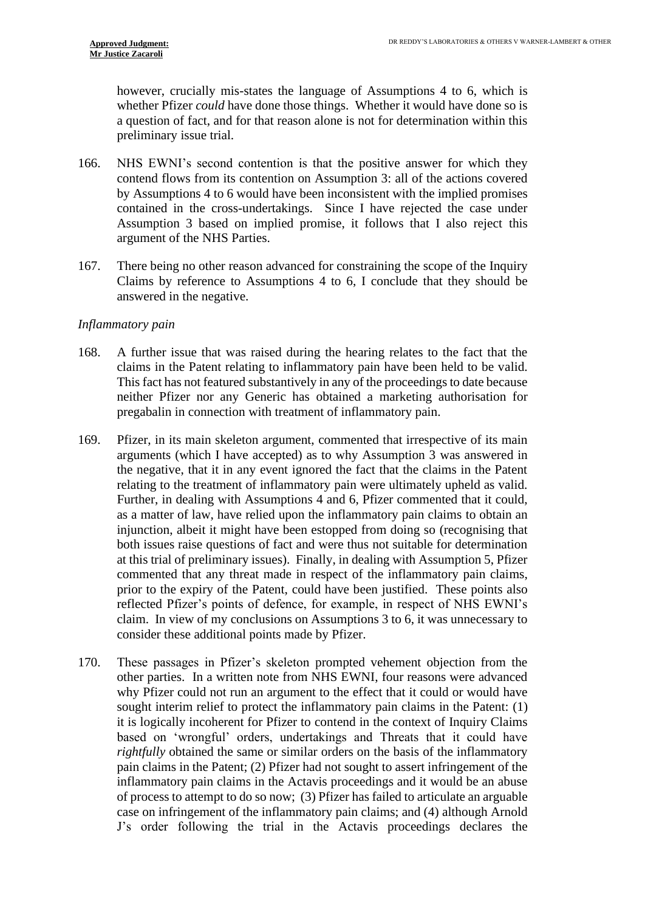however, crucially mis-states the language of Assumptions 4 to 6, which is whether Pfizer *could* have done those things. Whether it would have done so is a question of fact, and for that reason alone is not for determination within this preliminary issue trial.

166. NHS EWNI's second contention is that the positive answer for which they contend flows from its contention on Assumption 3: all of the actions covered by Assumptions 4 to 6 would have been inconsistent with the implied promises contained in the cross-undertakings. Since I have rejected the case under Assumption 3 based on implied promise, it follows that I also reject this argument of the NHS Parties.

167. There being no other reason advanced for constraining the scope of the Inquiry Claims by reference to Assumptions 4 to 6, I conclude that they should be answered in the negative.

*Inflammatory pain*

168. A further issue that was raised during the hearing relates to the fact that the claims in the Patent relating to inflammatory pain have been held to be valid. This fact has not featured substantively in any of the proceedings to date because neither Pfizer nor any Generic has obtained a marketing authorisation for pregabalin in connection with treatment of inflammatory pain.

169. Pfizer, in its main skeleton argument, commented that irrespective of its main arguments (which I have accepted) as to why Assumption 3 was answered in the negative, that it in any event ignored the fact that the claims in the Patent relating to the treatment of inflammatory pain were ultimately upheld as valid. Further, in dealing with Assumptions 4 and 6, Pfizer commented that it could, as a matter of law, have relied upon the inflammatory pain claims to obtain an injunction, albeit it might have been estopped from doing so (recognising that both issues raise questions of fact and were thus not suitable for determination at this trial of preliminary issues). Finally, in dealing with Assumption 5, Pfizer commented that any threat made in respect of the inflammatory pain claims, prior to the expiry of the Patent, could have been justified. These points also reflected Pfizer's points of defence, for example, in respect of NHS EWNI's claim. In view of my conclusions on Assumptions 3 to 6, it was unnecessary to consider these additional points made by Pfizer.

170. These passages in Pfizer's skeleton prompted vehement objection from the other parties. In a written note from NHS EWNI, four reasons were advanced why Pfizer could not run an argument to the effect that it could or would have sought interim relief to protect the inflammatory pain claims in the Patent: (1) it is logically incoherent for Pfizer to contend in the context of Inquiry Claims based on 'wrongful' orders, undertakings and Threats that it could have *rightfully* obtained the same or similar orders on the basis of the inflammatory pain claims in the Patent; (2) Pfizer had not sought to assert infringement of the inflammatory pain claims in the Actavis proceedings and it would be an abuse of process to attempt to do so now; (3) Pfizer has failed to articulate an arguable case on infringement of the inflammatory pain claims; and (4) although Arnold J's order following the trial in the Actavis proceedings declares the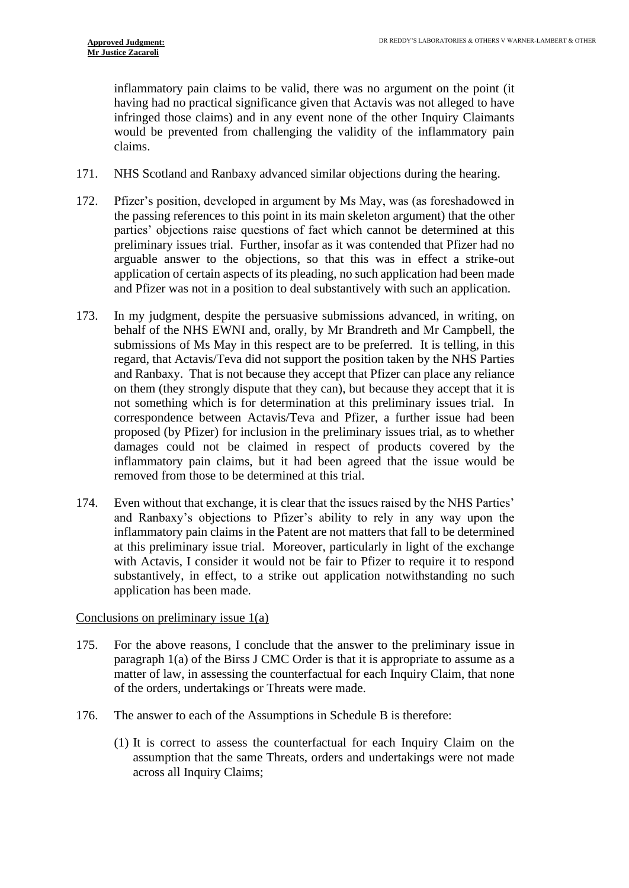inflammatory pain claims to be valid, there was no argument on the point (it having had no practical significance given that Actavis was not alleged to have infringed those claims) and in any event none of the other Inquiry Claimants would be prevented from challenging the validity of the inflammatory pain claims.

171. NHS Scotland and Ranbaxy advanced similar objections during the hearing.

172. Pfizer's position, developed in argument by Ms May, was (as foreshadowed in the passing references to this point in its main skeleton argument) that the other parties' objections raise questions of fact which cannot be determined at this preliminary issues trial. Further, insofar as it was contended that Pfizer had no arguable answer to the objections, so that this was in effect a strike-out application of certain aspects of its pleading, no such application had been made and Pfizer was not in a position to deal substantively with such an application.

173. In my judgment, despite the persuasive submissions advanced, in writing, on behalf of the NHS EWNI and, orally, by Mr Brandreth and Mr Campbell, the submissions of Ms May in this respect are to be preferred. It is telling, in this regard, that Actavis/Teva did not support the position taken by the NHS Parties and Ranbaxy. That is not because they accept that Pfizer can place any reliance on them (they strongly dispute that they can), but because they accept that it is not something which is for determination at this preliminary issues trial. In correspondence between Actavis/Teva and Pfizer, a further issue had been proposed (by Pfizer) for inclusion in the preliminary issues trial, as to whether damages could not be claimed in respect of products covered by the inflammatory pain claims, but it had been agreed that the issue would be removed from those to be determined at this trial.

174. Even without that exchange, it is clear that the issues raised by the NHS Parties' and Ranbaxy's objections to Pfizer's ability to rely in any way upon the inflammatory pain claims in the Patent are not matters that fall to be determined at this preliminary issue trial. Moreover, particularly in light of the exchange with Actavis, I consider it would not be fair to Pfizer to require it to respond substantively, in effect, to a strike out application notwithstanding no such application has been made.

<u>Conclusions on preliminary issue 1(a)</u>

175. For the above reasons, I conclude that the answer to the preliminary issue in paragraph 1(a) of the Birss J CMC Order is that it is appropriate to assume as a matter of law, in assessing the counterfactual for each Inquiry Claim, that none of the orders, undertakings or Threats were made.

176. The answer to each of the Assumptions in Schedule B is therefore:

(1) It is correct to assess the counterfactual for each Inquiry Claim on the assumption that the same Threats, orders and undertakings were not made across all Inquiry Claims;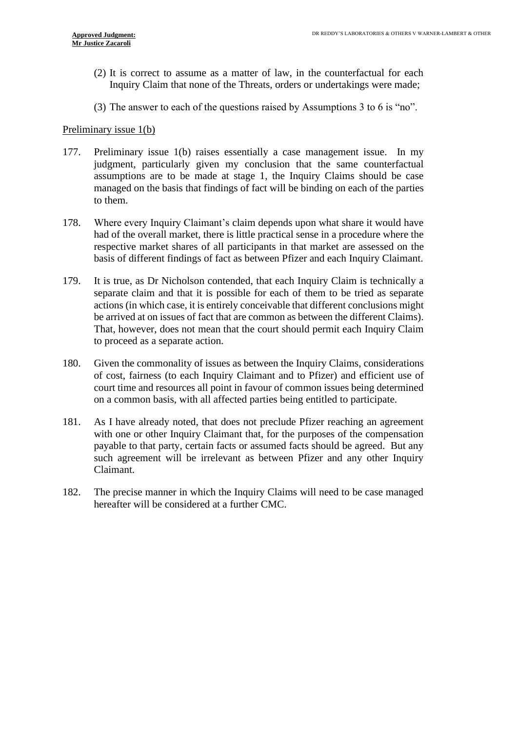(2) It is correct to assume as a matter of law, in the counterfactual for each Inquiry Claim that none of the Threats, orders or undertakings were made;

(3) The answer to each of the questions raised by Assumptions 3 to 6 is "no".

Preliminary issue 1(b)

177. Preliminary issue 1(b) raises essentially a case management issue. In my judgment, particularly given my conclusion that the same counterfactual assumptions are to be made at stage 1, the Inquiry Claims should be case managed on the basis that findings of fact will be binding on each of the parties to them.

178. Where every Inquiry Claimant's claim depends upon what share it would have had of the overall market, there is little practical sense in a procedure where the respective market shares of all participants in that market are assessed on the basis of different findings of fact as between Pfizer and each Inquiry Claimant.

179. It is true, as Dr Nicholson contended, that each Inquiry Claim is technically a separate claim and that it is possible for each of them to be tried as separate actions (in which case, it is entirely conceivable that different conclusions might be arrived at on issues of fact that are common as between the different Claims). That, however, does not mean that the court should permit each Inquiry Claim to proceed as a separate action.

180. Given the commonality of issues as between the Inquiry Claims, considerations of cost, fairness (to each Inquiry Claimant and to Pfizer) and efficient use of court time and resources all point in favour of common issues being determined on a common basis, with all affected parties being entitled to participate.

181. As I have already noted, that does not preclude Pfizer reaching an agreement with one or other Inquiry Claimant that, for the purposes of the compensation payable to that party, certain facts or assumed facts should be agreed. But any such agreement will be irrelevant as between Pfizer and any other Inquiry Claimant.

182. The precise manner in which the Inquiry Claims will need to be case managed hereafter will be considered at a further CMC.